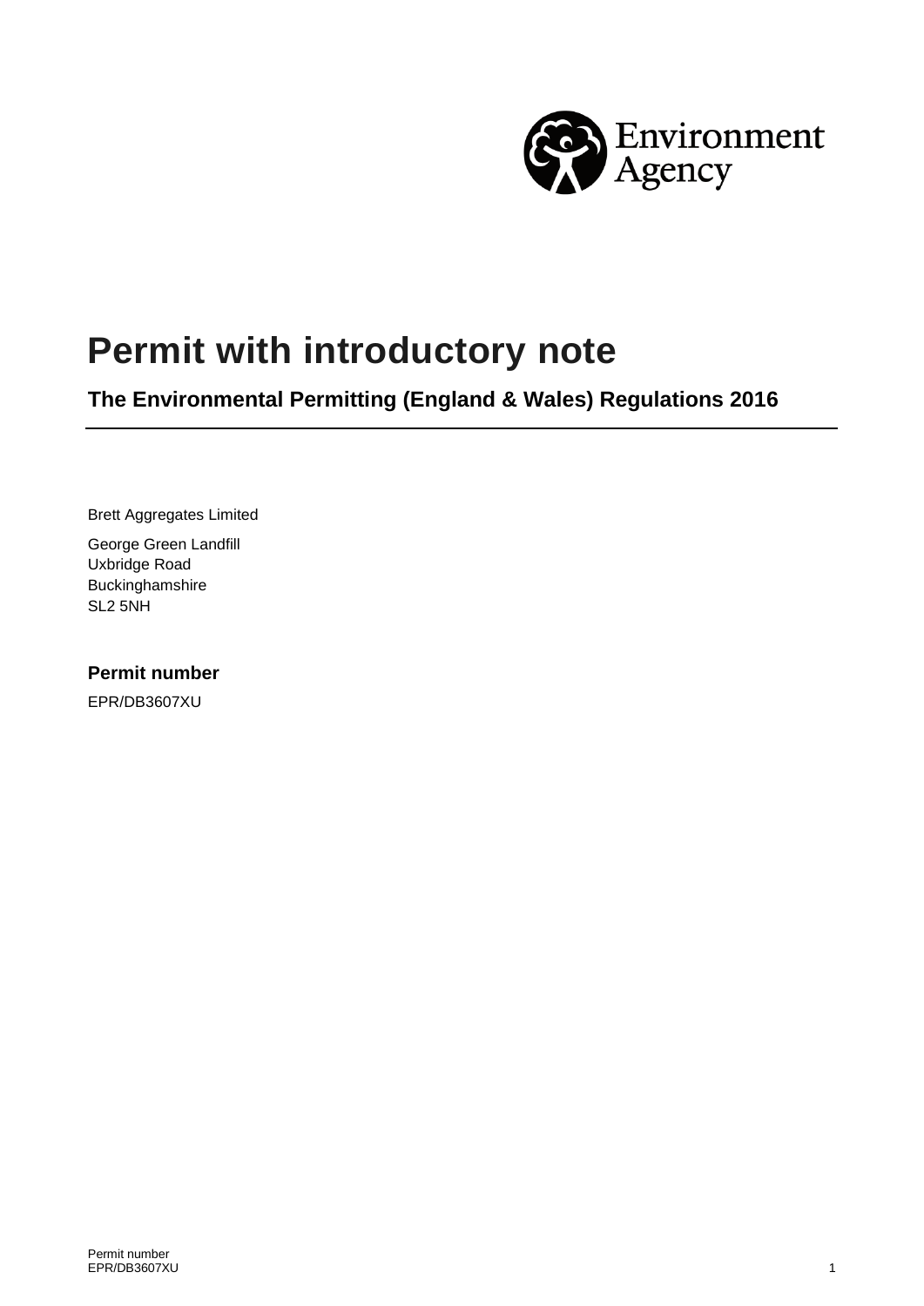# Permit with introductory note

## The Environmental Permitting (England & Wales) Regulations 2016

Brett Aggregates Limited

George Green Landfill
Uxbridge Road
Buckinghamshire
SL2 5NH

### Permit number

EPR/DB3607XU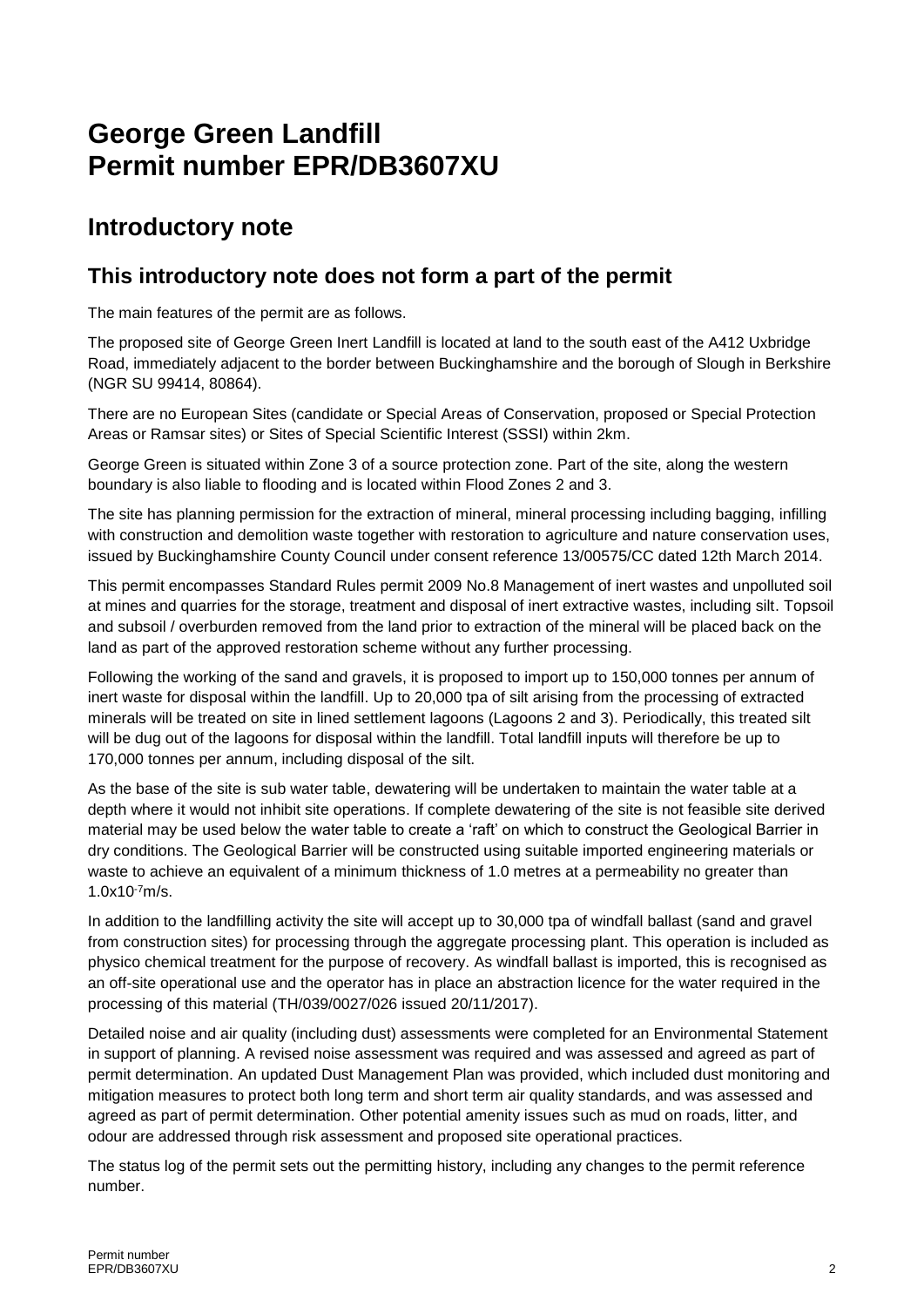# George Green Landfill
# Permit number EPR/DB3607XU

## Introductory note

### This introductory note does not form a part of the permit

The main features of the permit are as follows.

The proposed site of George Green Inert Landfill is located at land to the south east of the A412 Uxbridge Road, immediately adjacent to the border between Buckinghamshire and the borough of Slough in Berkshire (NGR SU 99414, 80864).

There are no European Sites (candidate or Special Areas of Conservation, proposed or Special Protection Areas or Ramsar sites) or Sites of Special Scientific Interest (SSSI) within 2km.

George Green is situated within Zone 3 of a source protection zone. Part of the site, along the western boundary is also liable to flooding and is located within Flood Zones 2 and 3.

The site has planning permission for the extraction of mineral, mineral processing including bagging, infilling with construction and demolition waste together with restoration to agriculture and nature conservation uses, issued by Buckinghamshire County Council under consent reference 13/00575/CC dated 12th March 2014.

This permit encompasses Standard Rules permit 2009 No.8 Management of inert wastes and unpolluted soil at mines and quarries for the storage, treatment and disposal of inert extractive wastes, including silt. Topsoil and subsoil / overburden removed from the land prior to extraction of the mineral will be placed back on the land as part of the approved restoration scheme without any further processing.

Following the working of the sand and gravels, it is proposed to import up to 150,000 tonnes per annum of inert waste for disposal within the landfill. Up to 20,000 tpa of silt arising from the processing of extracted minerals will be treated on site in lined settlement lagoons (Lagoons 2 and 3). Periodically, this treated silt will be dug out of the lagoons for disposal within the landfill. Total landfill inputs will therefore be up to 170,000 tonnes per annum, including disposal of the silt.

As the base of the site is sub water table, dewatering will be undertaken to maintain the water table at a depth where it would not inhibit site operations. If complete dewatering of the site is not feasible site derived material may be used below the water table to create a 'raft' on which to construct the Geological Barrier in dry conditions. The Geological Barrier will be constructed using suitable imported engineering materials or waste to achieve an equivalent of a minimum thickness of 1.0 metres at a permeability no greater than $1.0 \times 10^{-7}$m/s.

In addition to the landfilling activity the site will accept up to 30,000 tpa of windfall ballast (sand and gravel from construction sites) for processing through the aggregate processing plant. This operation is included as physico chemical treatment for the purpose of recovery. As windfall ballast is imported, this is recognised as an off-site operational use and the operator has in place an abstraction licence for the water required in the processing of this material (TH/039/0027/026 issued 20/11/2017).

Detailed noise and air quality (including dust) assessments were completed for an Environmental Statement in support of planning. A revised noise assessment was required and was assessed and agreed as part of permit determination. An updated Dust Management Plan was provided, which included dust monitoring and mitigation measures to protect both long term and short term air quality standards, and was assessed and agreed as part of permit determination. Other potential amenity issues such as mud on roads, litter, and odour are addressed through risk assessment and proposed site operational practices.

The status log of the permit sets out the permitting history, including any changes to the permit reference number.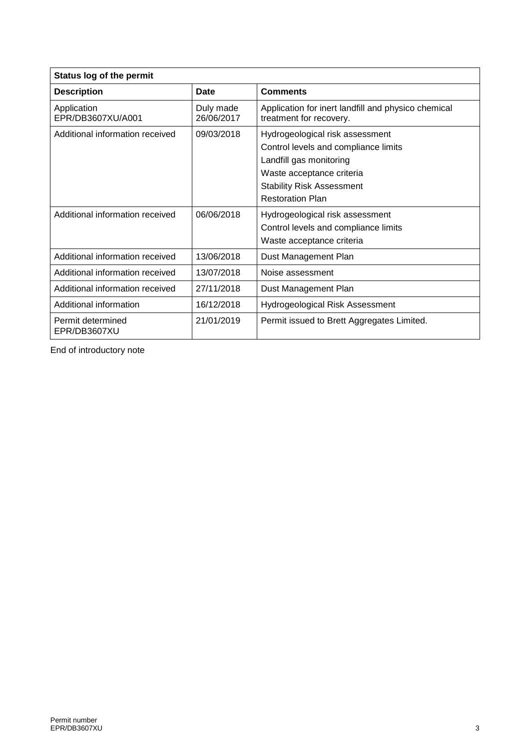| Status log of the permit | | |
|---|---|---|
| **Description** | **Date** | **Comments** |
| Application EPR/DB3607XU/A001 | Duly made 26/06/2017 | Application for inert landfill and physico chemical treatment for recovery. |
| Additional information received | 09/03/2018 | Hydrogeological risk assessment<br>Control levels and compliance limits<br>Landfill gas monitoring<br>Waste acceptance criteria<br>Stability Risk Assessment<br>Restoration Plan |
| Additional information received | 06/06/2018 | Hydrogeological risk assessment<br>Control levels and compliance limits<br>Waste acceptance criteria |
| Additional information received | 13/06/2018 | Dust Management Plan |
| Additional information received | 13/07/2018 | Noise assessment |
| Additional information received | 27/11/2018 | Dust Management Plan |
| Additional information | 16/12/2018 | Hydrogeological Risk Assessment |
| Permit determined EPR/DB3607XU | 21/01/2019 | Permit issued to Brett Aggregates Limited. |

End of introductory note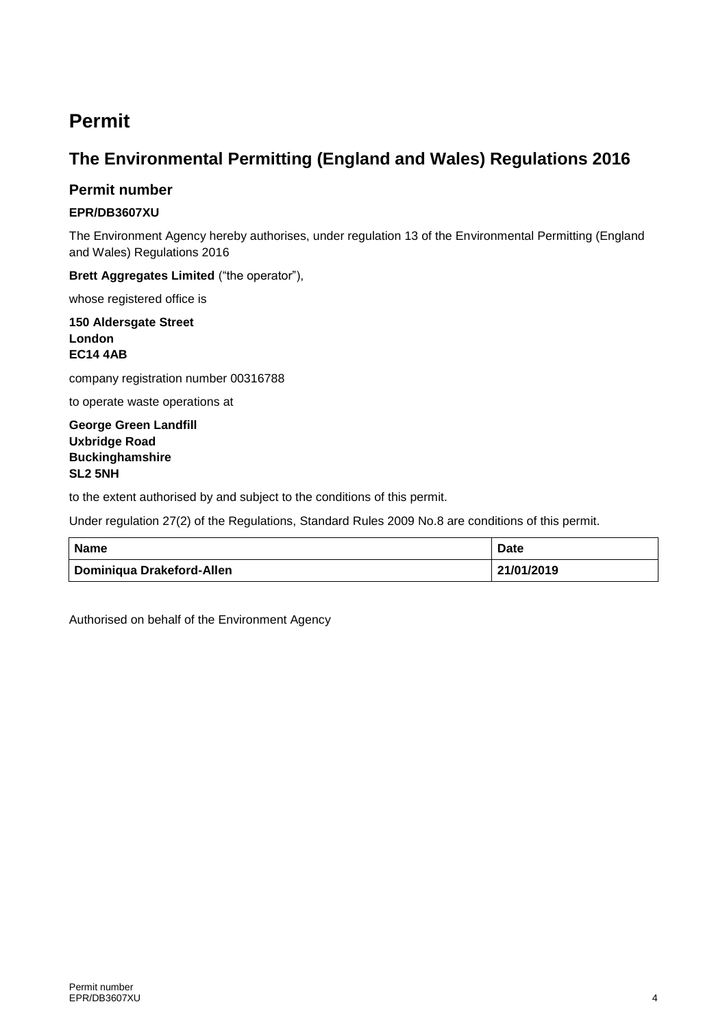# Permit

## The Environmental Permitting (England and Wales) Regulations 2016

### Permit number

**EPR/DB3607XU**

The Environment Agency hereby authorises, under regulation 13 of the Environmental Permitting (England and Wales) Regulations 2016

**Brett Aggregates Limited** ("the operator"),

whose registered office is

**150 Aldersgate Street**
**London**
**EC14 4AB**

company registration number 00316788

to operate waste operations at

**George Green Landfill**
**Uxbridge Road**
**Buckinghamshire**
**SL2 5NH**

to the extent authorised by and subject to the conditions of this permit.

Under regulation 27(2) of the Regulations, Standard Rules 2009 No.8 are conditions of this permit.

| Name | Date |
|---|---|
| Dominiqua Drakeford-Allen | 21/01/2019 |

Authorised on behalf of the Environment Agency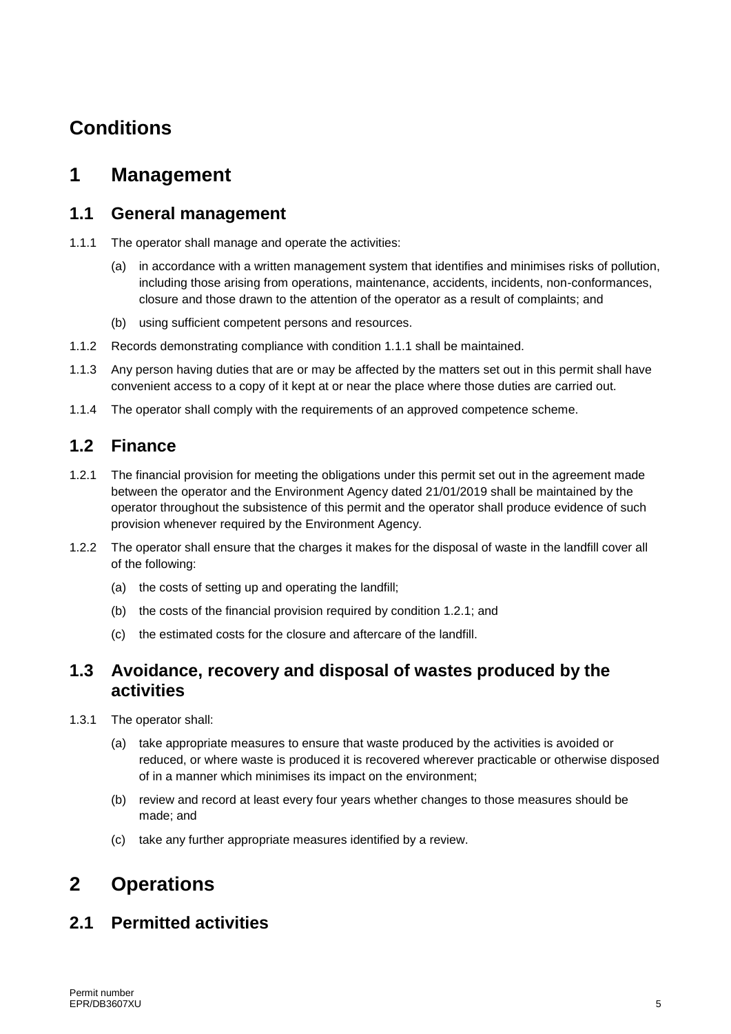# Conditions

## 1 Management

### 1.1 General management

1.1.1 The operator shall manage and operate the activities:

(a) in accordance with a written management system that identifies and minimises risks of pollution, including those arising from operations, maintenance, accidents, incidents, non-conformances, closure and those drawn to the attention of the operator as a result of complaints; and

(b) using sufficient competent persons and resources.

1.1.2 Records demonstrating compliance with condition 1.1.1 shall be maintained.

1.1.3 Any person having duties that are or may be affected by the matters set out in this permit shall have convenient access to a copy of it kept at or near the place where those duties are carried out.

1.1.4 The operator shall comply with the requirements of an approved competence scheme.

### 1.2 Finance

1.2.1 The financial provision for meeting the obligations under this permit set out in the agreement made between the operator and the Environment Agency dated 21/01/2019 shall be maintained by the operator throughout the subsistence of this permit and the operator shall produce evidence of such provision whenever required by the Environment Agency.

1.2.2 The operator shall ensure that the charges it makes for the disposal of waste in the landfill cover all of the following:

(a) the costs of setting up and operating the landfill;

(b) the costs of the financial provision required by condition 1.2.1; and

(c) the estimated costs for the closure and aftercare of the landfill.

### 1.3 Avoidance, recovery and disposal of wastes produced by the activities

1.3.1 The operator shall:

(a) take appropriate measures to ensure that waste produced by the activities is avoided or reduced, or where waste is produced it is recovered wherever practicable or otherwise disposed of in a manner which minimises its impact on the environment;

(b) review and record at least every four years whether changes to those measures should be made; and

(c) take any further appropriate measures identified by a review.

## 2 Operations

### 2.1 Permitted activities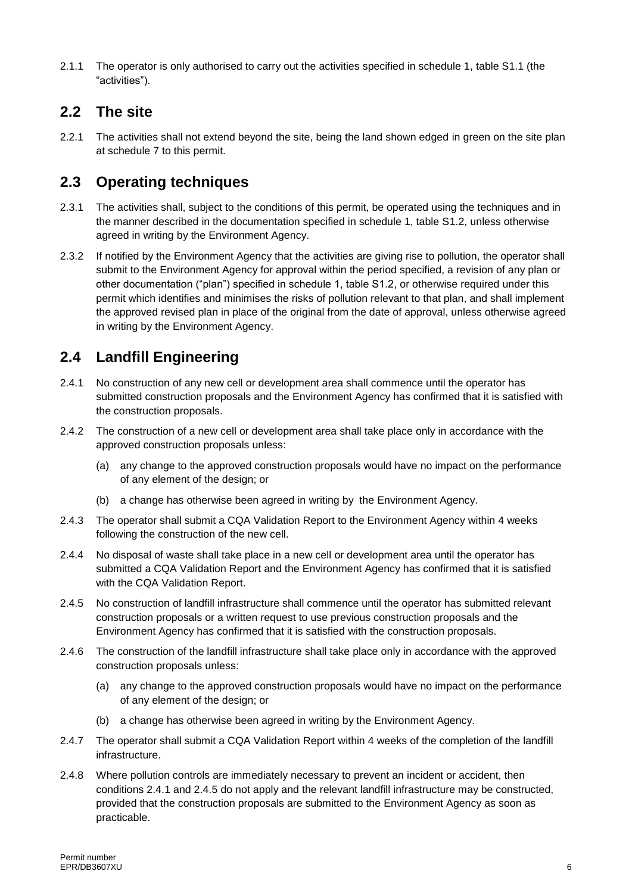2.1.1 The operator is only authorised to carry out the activities specified in schedule 1, table S1.1 (the "activities").

## 2.2 The site

2.2.1 The activities shall not extend beyond the site, being the land shown edged in green on the site plan at schedule 7 to this permit.

## 2.3 Operating techniques

2.3.1 The activities shall, subject to the conditions of this permit, be operated using the techniques and in the manner described in the documentation specified in schedule 1, table S1.2, unless otherwise agreed in writing by the Environment Agency.

2.3.2 If notified by the Environment Agency that the activities are giving rise to pollution, the operator shall submit to the Environment Agency for approval within the period specified, a revision of any plan or other documentation ("plan") specified in schedule 1, table S1.2, or otherwise required under this permit which identifies and minimises the risks of pollution relevant to that plan, and shall implement the approved revised plan in place of the original from the date of approval, unless otherwise agreed in writing by the Environment Agency.

## 2.4 Landfill Engineering

2.4.1 No construction of any new cell or development area shall commence until the operator has submitted construction proposals and the Environment Agency has confirmed that it is satisfied with the construction proposals.

2.4.2 The construction of a new cell or development area shall take place only in accordance with the approved construction proposals unless:

(a) any change to the approved construction proposals would have no impact on the performance of any element of the design; or

(b) a change has otherwise been agreed in writing by the Environment Agency.

2.4.3 The operator shall submit a CQA Validation Report to the Environment Agency within 4 weeks following the construction of the new cell.

2.4.4 No disposal of waste shall take place in a new cell or development area until the operator has submitted a CQA Validation Report and the Environment Agency has confirmed that it is satisfied with the CQA Validation Report.

2.4.5 No construction of landfill infrastructure shall commence until the operator has submitted relevant construction proposals or a written request to use previous construction proposals and the Environment Agency has confirmed that it is satisfied with the construction proposals.

2.4.6 The construction of the landfill infrastructure shall take place only in accordance with the approved construction proposals unless:

(a) any change to the approved construction proposals would have no impact on the performance of any element of the design; or

(b) a change has otherwise been agreed in writing by the Environment Agency.

2.4.7 The operator shall submit a CQA Validation Report within 4 weeks of the completion of the landfill infrastructure.

2.4.8 Where pollution controls are immediately necessary to prevent an incident or accident, then conditions 2.4.1 and 2.4.5 do not apply and the relevant landfill infrastructure may be constructed, provided that the construction proposals are submitted to the Environment Agency as soon as practicable.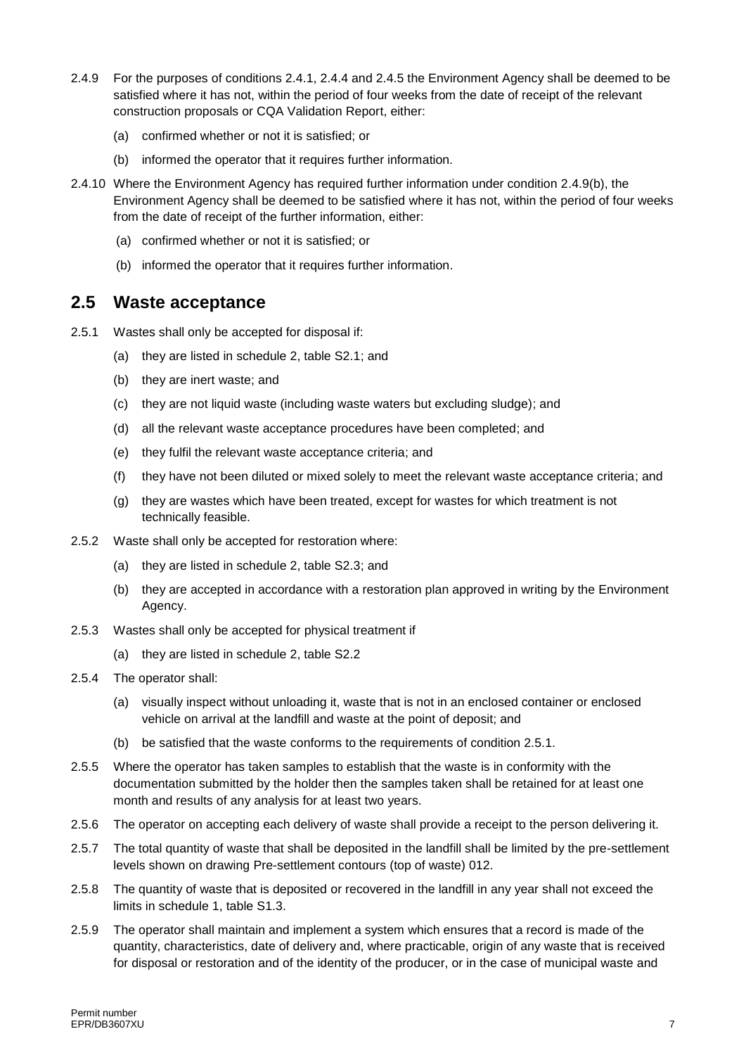2.4.9 For the purposes of conditions 2.4.1, 2.4.4 and 2.4.5 the Environment Agency shall be deemed to be satisfied where it has not, within the period of four weeks from the date of receipt of the relevant construction proposals or CQA Validation Report, either:

(a) confirmed whether or not it is satisfied; or

(b) informed the operator that it requires further information.

2.4.10 Where the Environment Agency has required further information under condition 2.4.9(b), the Environment Agency shall be deemed to be satisfied where it has not, within the period of four weeks from the date of receipt of the further information, either:

(a) confirmed whether or not it is satisfied; or

(b) informed the operator that it requires further information.

## 2.5 Waste acceptance

2.5.1 Wastes shall only be accepted for disposal if:

(a) they are listed in schedule 2, table S2.1; and

(b) they are inert waste; and

(c) they are not liquid waste (including waste waters but excluding sludge); and

(d) all the relevant waste acceptance procedures have been completed; and

(e) they fulfil the relevant waste acceptance criteria; and

(f) they have not been diluted or mixed solely to meet the relevant waste acceptance criteria; and

(g) they are wastes which have been treated, except for wastes for which treatment is not technically feasible.

2.5.2 Waste shall only be accepted for restoration where:

(a) they are listed in schedule 2, table S2.3; and

(b) they are accepted in accordance with a restoration plan approved in writing by the Environment Agency.

2.5.3 Wastes shall only be accepted for physical treatment if

(a) they are listed in schedule 2, table S2.2

2.5.4 The operator shall:

(a) visually inspect without unloading it, waste that is not in an enclosed container or enclosed vehicle on arrival at the landfill and waste at the point of deposit; and

(b) be satisfied that the waste conforms to the requirements of condition 2.5.1.

2.5.5 Where the operator has taken samples to establish that the waste is in conformity with the documentation submitted by the holder then the samples taken shall be retained for at least one month and results of any analysis for at least two years.

2.5.6 The operator on accepting each delivery of waste shall provide a receipt to the person delivering it.

2.5.7 The total quantity of waste that shall be deposited in the landfill shall be limited by the pre-settlement levels shown on drawing Pre-settlement contours (top of waste) 012.

2.5.8 The quantity of waste that is deposited or recovered in the landfill in any year shall not exceed the limits in schedule 1, table S1.3.

2.5.9 The operator shall maintain and implement a system which ensures that a record is made of the quantity, characteristics, date of delivery and, where practicable, origin of any waste that is received for disposal or restoration and of the identity of the producer, or in the case of municipal waste and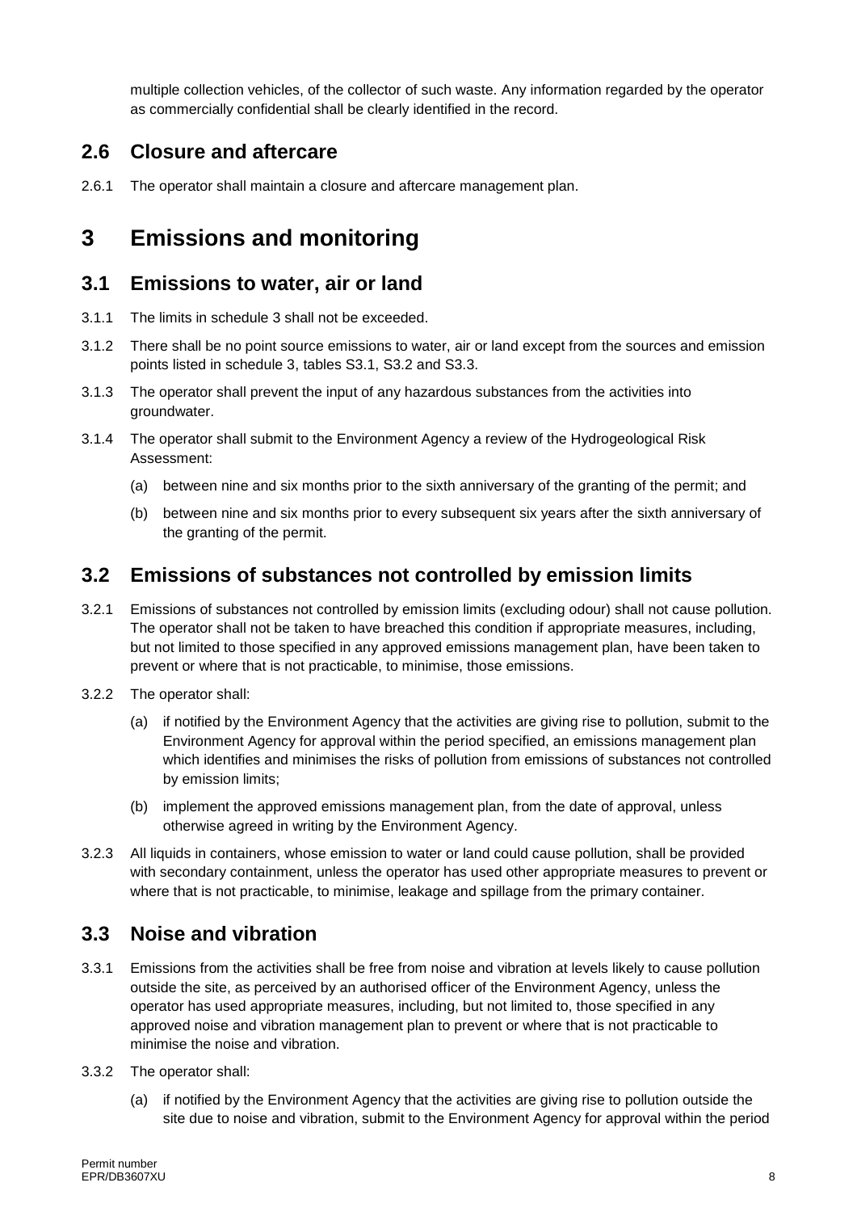multiple collection vehicles, of the collector of such waste. Any information regarded by the operator as commercially confidential shall be clearly identified in the record.

## 2.6 Closure and aftercare

2.6.1 The operator shall maintain a closure and aftercare management plan.

# 3 Emissions and monitoring

## 3.1 Emissions to water, air or land

3.1.1 The limits in schedule 3 shall not be exceeded.

3.1.2 There shall be no point source emissions to water, air or land except from the sources and emission points listed in schedule 3, tables S3.1, S3.2 and S3.3.

3.1.3 The operator shall prevent the input of any hazardous substances from the activities into groundwater.

3.1.4 The operator shall submit to the Environment Agency a review of the Hydrogeological Risk Assessment:

(a) between nine and six months prior to the sixth anniversary of the granting of the permit; and

(b) between nine and six months prior to every subsequent six years after the sixth anniversary of the granting of the permit.

## 3.2 Emissions of substances not controlled by emission limits

3.2.1 Emissions of substances not controlled by emission limits (excluding odour) shall not cause pollution. The operator shall not be taken to have breached this condition if appropriate measures, including, but not limited to those specified in any approved emissions management plan, have been taken to prevent or where that is not practicable, to minimise, those emissions.

3.2.2 The operator shall:

(a) if notified by the Environment Agency that the activities are giving rise to pollution, submit to the Environment Agency for approval within the period specified, an emissions management plan which identifies and minimises the risks of pollution from emissions of substances not controlled by emission limits;

(b) implement the approved emissions management plan, from the date of approval, unless otherwise agreed in writing by the Environment Agency.

3.2.3 All liquids in containers, whose emission to water or land could cause pollution, shall be provided with secondary containment, unless the operator has used other appropriate measures to prevent or where that is not practicable, to minimise, leakage and spillage from the primary container.

## 3.3 Noise and vibration

3.3.1 Emissions from the activities shall be free from noise and vibration at levels likely to cause pollution outside the site, as perceived by an authorised officer of the Environment Agency, unless the operator has used appropriate measures, including, but not limited to, those specified in any approved noise and vibration management plan to prevent or where that is not practicable to minimise the noise and vibration.

3.3.2 The operator shall:

(a) if notified by the Environment Agency that the activities are giving rise to pollution outside the site due to noise and vibration, submit to the Environment Agency for approval within the period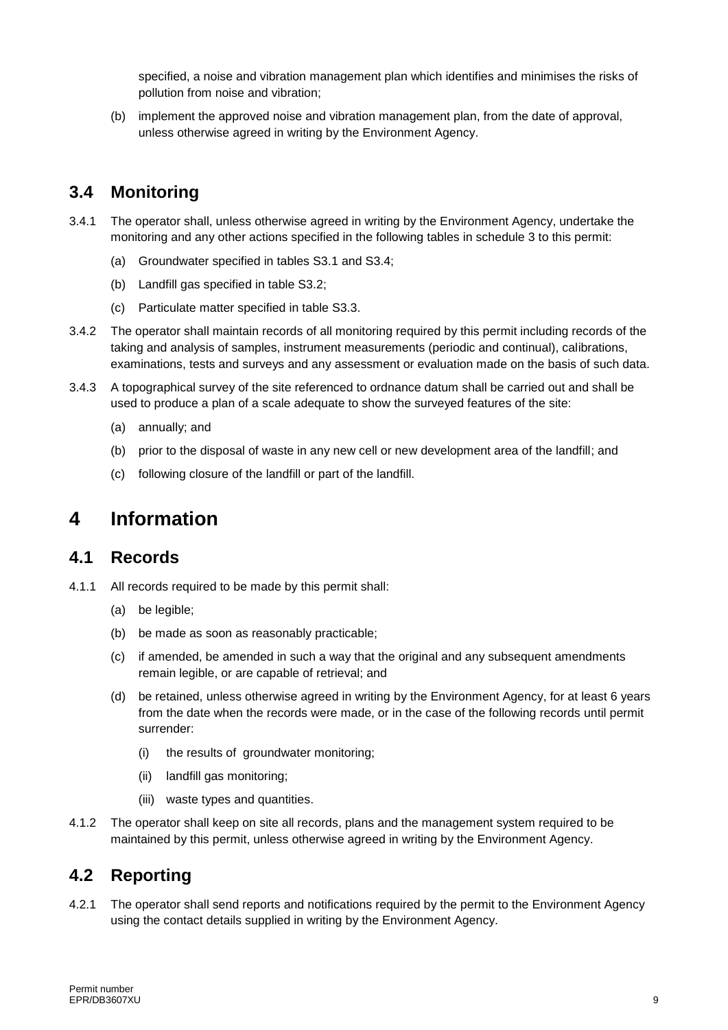specified, a noise and vibration management plan which identifies and minimises the risks of pollution from noise and vibration;

(b) implement the approved noise and vibration management plan, from the date of approval, unless otherwise agreed in writing by the Environment Agency.

## 3.4 Monitoring

3.4.1 The operator shall, unless otherwise agreed in writing by the Environment Agency, undertake the monitoring and any other actions specified in the following tables in schedule 3 to this permit:

(a) Groundwater specified in tables S3.1 and S3.4;

(b) Landfill gas specified in table S3.2;

(c) Particulate matter specified in table S3.3.

3.4.2 The operator shall maintain records of all monitoring required by this permit including records of the taking and analysis of samples, instrument measurements (periodic and continual), calibrations, examinations, tests and surveys and any assessment or evaluation made on the basis of such data.

3.4.3 A topographical survey of the site referenced to ordnance datum shall be carried out and shall be used to produce a plan of a scale adequate to show the surveyed features of the site:

(a) annually; and

(b) prior to the disposal of waste in any new cell or new development area of the landfill; and

(c) following closure of the landfill or part of the landfill.

# 4 Information

## 4.1 Records

4.1.1 All records required to be made by this permit shall:

(a) be legible;

(b) be made as soon as reasonably practicable;

(c) if amended, be amended in such a way that the original and any subsequent amendments remain legible, or are capable of retrieval; and

(d) be retained, unless otherwise agreed in writing by the Environment Agency, for at least 6 years from the date when the records were made, or in the case of the following records until permit surrender:

(i) the results of groundwater monitoring;

(ii) landfill gas monitoring;

(iii) waste types and quantities.

4.1.2 The operator shall keep on site all records, plans and the management system required to be maintained by this permit, unless otherwise agreed in writing by the Environment Agency.

## 4.2 Reporting

4.2.1 The operator shall send reports and notifications required by the permit to the Environment Agency using the contact details supplied in writing by the Environment Agency.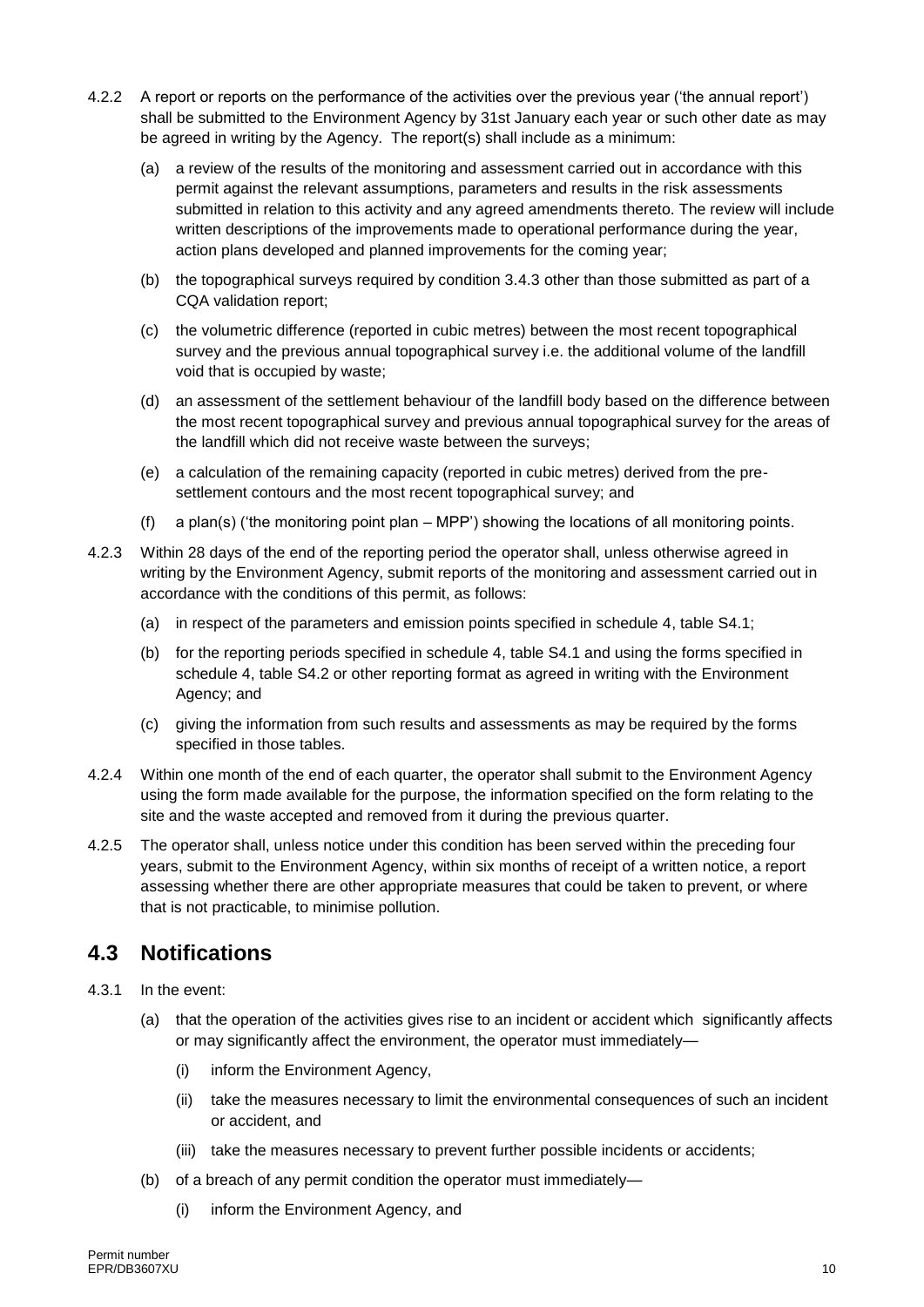4.2.2 A report or reports on the performance of the activities over the previous year ('the annual report') shall be submitted to the Environment Agency by 31st January each year or such other date as may be agreed in writing by the Agency. The report(s) shall include as a minimum:

(a) a review of the results of the monitoring and assessment carried out in accordance with this permit against the relevant assumptions, parameters and results in the risk assessments submitted in relation to this activity and any agreed amendments thereto. The review will include written descriptions of the improvements made to operational performance during the year, action plans developed and planned improvements for the coming year;

(b) the topographical surveys required by condition 3.4.3 other than those submitted as part of a CQA validation report;

(c) the volumetric difference (reported in cubic metres) between the most recent topographical survey and the previous annual topographical survey i.e. the additional volume of the landfill void that is occupied by waste;

(d) an assessment of the settlement behaviour of the landfill body based on the difference between the most recent topographical survey and previous annual topographical survey for the areas of the landfill which did not receive waste between the surveys;

(e) a calculation of the remaining capacity (reported in cubic metres) derived from the pre-settlement contours and the most recent topographical survey; and

(f) a plan(s) ('the monitoring point plan – MPP') showing the locations of all monitoring points.

4.2.3 Within 28 days of the end of the reporting period the operator shall, unless otherwise agreed in writing by the Environment Agency, submit reports of the monitoring and assessment carried out in accordance with the conditions of this permit, as follows:

(a) in respect of the parameters and emission points specified in schedule 4, table S4.1;

(b) for the reporting periods specified in schedule 4, table S4.1 and using the forms specified in schedule 4, table S4.2 or other reporting format as agreed in writing with the Environment Agency; and

(c) giving the information from such results and assessments as may be required by the forms specified in those tables.

4.2.4 Within one month of the end of each quarter, the operator shall submit to the Environment Agency using the form made available for the purpose, the information specified on the form relating to the site and the waste accepted and removed from it during the previous quarter.

4.2.5 The operator shall, unless notice under this condition has been served within the preceding four years, submit to the Environment Agency, within six months of receipt of a written notice, a report assessing whether there are other appropriate measures that could be taken to prevent, or where that is not practicable, to minimise pollution.

## 4.3 Notifications

4.3.1 In the event:

(a) that the operation of the activities gives rise to an incident or accident which significantly affects or may significantly affect the environment, the operator must immediately—

(i) inform the Environment Agency,

(ii) take the measures necessary to limit the environmental consequences of such an incident or accident, and

(iii) take the measures necessary to prevent further possible incidents or accidents;

(b) of a breach of any permit condition the operator must immediately—

(i) inform the Environment Agency, and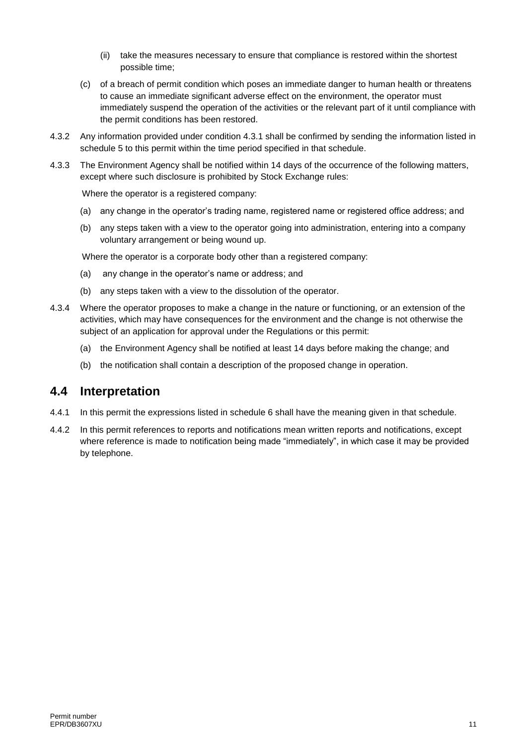(ii) take the measures necessary to ensure that compliance is restored within the shortest possible time;

(c) of a breach of permit condition which poses an immediate danger to human health or threatens to cause an immediate significant adverse effect on the environment, the operator must immediately suspend the operation of the activities or the relevant part of it until compliance with the permit conditions has been restored.

4.3.2 Any information provided under condition 4.3.1 shall be confirmed by sending the information listed in schedule 5 to this permit within the time period specified in that schedule.

4.3.3 The Environment Agency shall be notified within 14 days of the occurrence of the following matters, except where such disclosure is prohibited by Stock Exchange rules:

Where the operator is a registered company:

(a) any change in the operator's trading name, registered name or registered office address; and

(b) any steps taken with a view to the operator going into administration, entering into a company voluntary arrangement or being wound up.

Where the operator is a corporate body other than a registered company:

(a) any change in the operator's name or address; and

(b) any steps taken with a view to the dissolution of the operator.

4.3.4 Where the operator proposes to make a change in the nature or functioning, or an extension of the activities, which may have consequences for the environment and the change is not otherwise the subject of an application for approval under the Regulations or this permit:

(a) the Environment Agency shall be notified at least 14 days before making the change; and

(b) the notification shall contain a description of the proposed change in operation.

## 4.4 Interpretation

4.4.1 In this permit the expressions listed in schedule 6 shall have the meaning given in that schedule.

4.4.2 In this permit references to reports and notifications mean written reports and notifications, except where reference is made to notification being made "immediately", in which case it may be provided by telephone.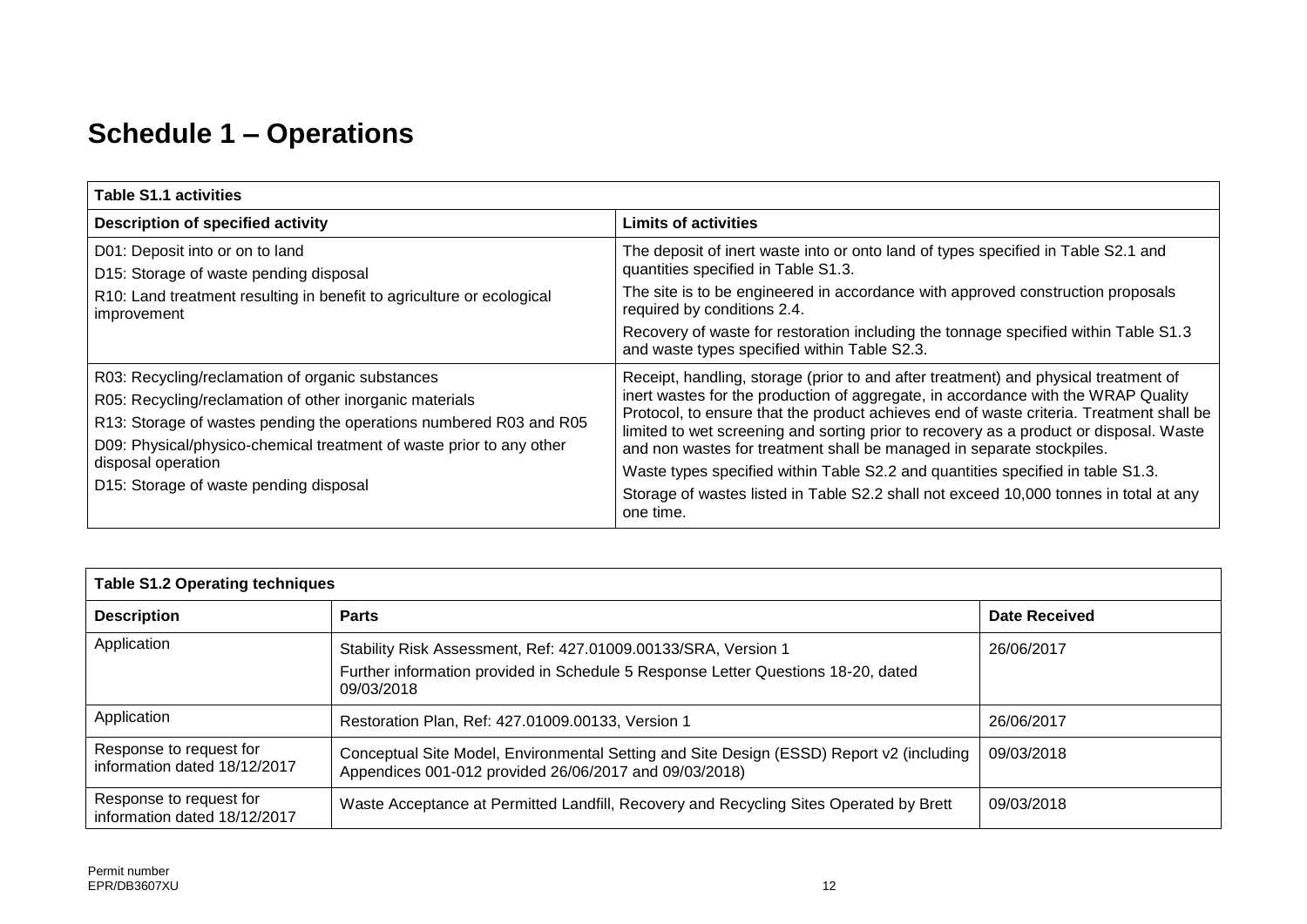# Schedule 1 – Operations

| Table S1.1 activities | |
|---|---|
| **Description of specified activity** | **Limits of activities** |
| D01: Deposit into or on to land<br>D15: Storage of waste pending disposal<br>R10: Land treatment resulting in benefit to agriculture or ecological improvement | The deposit of inert waste into or onto land of types specified in Table S2.1 and quantities specified in Table S1.3.<br>The site is to be engineered in accordance with approved construction proposals required by conditions 2.4.<br>Recovery of waste for restoration including the tonnage specified within Table S1.3 and waste types specified within Table S2.3. |
| R03: Recycling/reclamation of organic substances<br>R05: Recycling/reclamation of other inorganic materials<br>R13: Storage of wastes pending the operations numbered R03 and R05<br>D09: Physical/physico-chemical treatment of waste prior to any other disposal operation<br>D15: Storage of waste pending disposal | Receipt, handling, storage (prior to and after treatment) and physical treatment of inert wastes for the production of aggregate, in accordance with the WRAP Quality Protocol, to ensure that the product achieves end of waste criteria. Treatment shall be limited to wet screening and sorting prior to recovery as a product or disposal. Waste and non wastes for treatment shall be managed in separate stockpiles.<br>Waste types specified within Table S2.2 and quantities specified in table S1.3.<br>Storage of wastes listed in Table S2.2 shall not exceed 10,000 tonnes in total at any one time. |

| Table S1.2 Operating techniques | | |
|---|---|---|
| **Description** | **Parts** | **Date Received** |
| Application | Stability Risk Assessment, Ref: 427.01009.00133/SRA, Version 1<br>Further information provided in Schedule 5 Response Letter Questions 18-20, dated 09/03/2018 | 26/06/2017 |
| Application | Restoration Plan, Ref: 427.01009.00133, Version 1 | 26/06/2017 |
| Response to request for information dated 18/12/2017 | Conceptual Site Model, Environmental Setting and Site Design (ESSD) Report v2 (including Appendices 001-012 provided 26/06/2017 and 09/03/2018) | 09/03/2018 |
| Response to request for information dated 18/12/2017 | Waste Acceptance at Permitted Landfill, Recovery and Recycling Sites Operated by Brett | 09/03/2018 |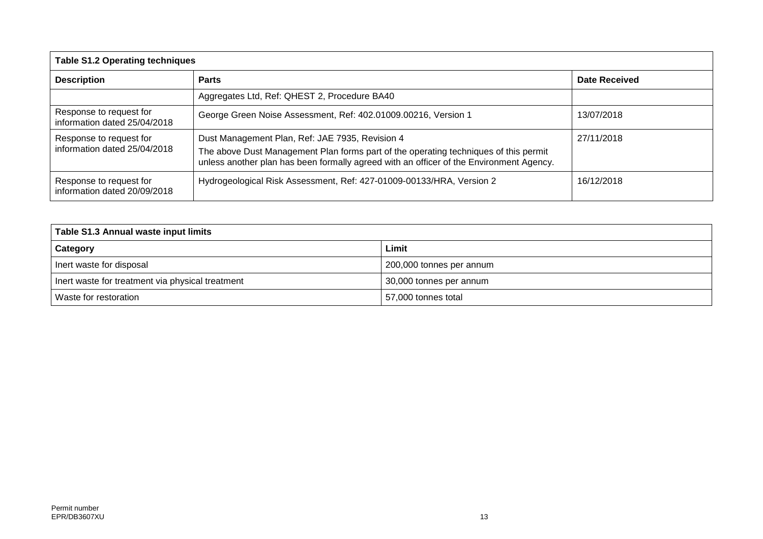| Table S1.2 Operating techniques | | |
|---|---|---|
| **Description** | **Parts** | **Date Received** |
| | Aggregates Ltd, Ref: QHEST 2, Procedure BA40 | |
| Response to request for information dated 25/04/2018 | George Green Noise Assessment, Ref: 402.01009.00216, Version 1 | 13/07/2018 |
| Response to request for information dated 25/04/2018 | Dust Management Plan, Ref: JAE 7935, Revision 4<br>The above Dust Management Plan forms part of the operating techniques of this permit unless another plan has been formally agreed with an officer of the Environment Agency. | 27/11/2018 |
| Response to request for information dated 20/09/2018 | Hydrogeological Risk Assessment, Ref: 427-01009-00133/HRA, Version 2 | 16/12/2018 |

| Table S1.3 Annual waste input limits | |
|---|---|
| **Category** | **Limit** |
| Inert waste for disposal | 200,000 tonnes per annum |
| Inert waste for treatment via physical treatment | 30,000 tonnes per annum |
| Waste for restoration | 57,000 tonnes total |

Permit number
EPR/DB3607XU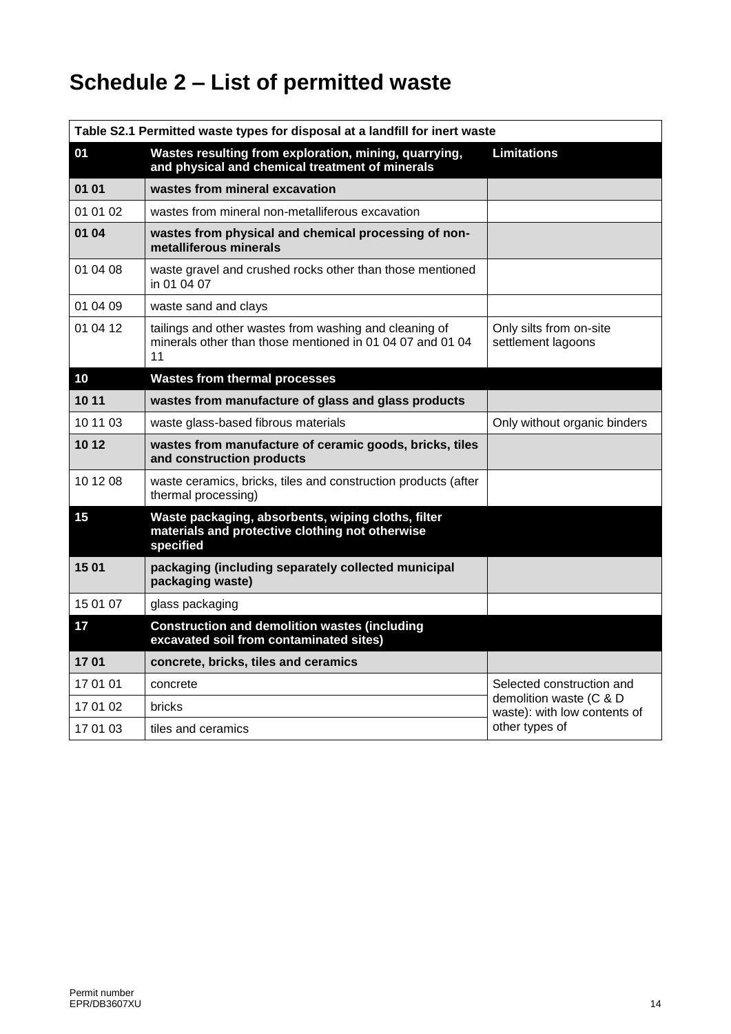# Schedule 2 – List of permitted waste

| Table S2.1 Permitted waste types for disposal at a landfill for inert waste | | |
|---|---|---|
| **01** | **Wastes resulting from exploration, mining, quarrying, and physical and chemical treatment of minerals** | **Limitations** |
| **01 01** | **wastes from mineral excavation** | |
| 01 01 02 | wastes from mineral non-metalliferous excavation | |
| **01 04** | **wastes from physical and chemical processing of non-metalliferous minerals** | |
| 01 04 08 | waste gravel and crushed rocks other than those mentioned in 01 04 07 | |
| 01 04 09 | waste sand and clays | |
| 01 04 12 | tailings and other wastes from washing and cleaning of minerals other than those mentioned in 01 04 07 and 01 04 11 | Only silts from on-site settlement lagoons |
| **10** | **Wastes from thermal processes** | |
| **10 11** | **wastes from manufacture of glass and glass products** | |
| 10 11 03 | waste glass-based fibrous materials | Only without organic binders |
| **10 12** | **wastes from manufacture of ceramic goods, bricks, tiles and construction products** | |
| 10 12 08 | waste ceramics, bricks, tiles and construction products (after thermal processing) | |
| **15** | **Waste packaging, absorbents, wiping cloths, filter materials and protective clothing not otherwise specified** | |
| **15 01** | **packaging (including separately collected municipal packaging waste)** | |
| 15 01 07 | glass packaging | |
| **17** | **Construction and demolition wastes (including excavated soil from contaminated sites)** | |
| **17 01** | **concrete, bricks, tiles and ceramics** | |
| 17 01 01 | concrete | Selected construction and demolition waste (C & D waste): with low contents of other types of |
| 17 01 02 | bricks | |
| 17 01 03 | tiles and ceramics | |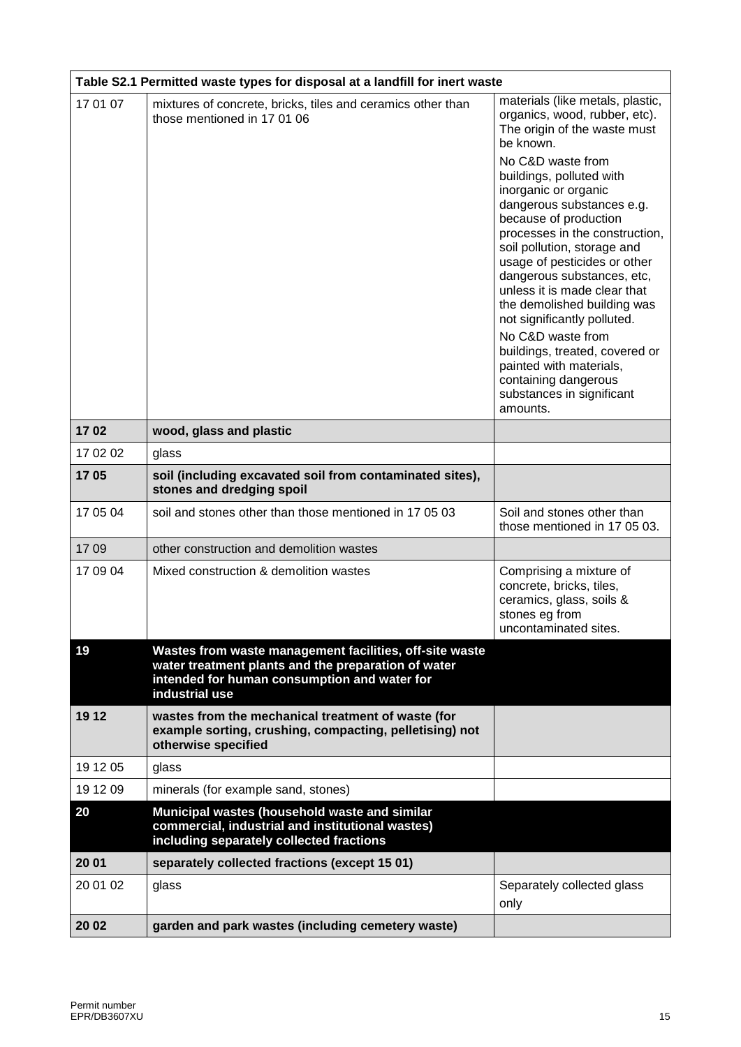| Table S2.1 Permitted waste types for disposal at a landfill for inert waste | | |
|---|---|---|
| 17 01 07 | mixtures of concrete, bricks, tiles and ceramics other than those mentioned in 17 01 06 | materials (like metals, plastic, organics, wood, rubber, etc). The origin of the waste must be known. No C&D waste from buildings, polluted with inorganic or organic dangerous substances e.g. because of production processes in the construction, soil pollution, storage and usage of pesticides or other dangerous substances, etc, unless it is made clear that the demolished building was not significantly polluted. No C&D waste from buildings, treated, covered or painted with materials, containing dangerous substances in significant amounts. |
| **17 02** | **wood, glass and plastic** | |
| 17 02 02 | glass | |
| **17 05** | **soil (including excavated soil from contaminated sites), stones and dredging spoil** | |
| 17 05 04 | soil and stones other than those mentioned in 17 05 03 | Soil and stones other than those mentioned in 17 05 03. |
| 17 09 | other construction and demolition wastes | |
| 17 09 04 | Mixed construction & demolition wastes | Comprising a mixture of concrete, bricks, tiles, ceramics, glass, soils & stones eg from uncontaminated sites. |
| **19** | **Wastes from waste management facilities, off-site waste water treatment plants and the preparation of water intended for human consumption and water for industrial use** | |
| **19 12** | **wastes from the mechanical treatment of waste (for example sorting, crushing, compacting, pelletising) not otherwise specified** | |
| 19 12 05 | glass | |
| 19 12 09 | minerals (for example sand, stones) | |
| **20** | **Municipal wastes (household waste and similar commercial, industrial and institutional wastes) including separately collected fractions** | |
| **20 01** | **separately collected fractions (except 15 01)** | |
| 20 01 02 | glass | Separately collected glass only |
| **20 02** | **garden and park wastes (including cemetery waste)** | |

Permit number
EPR/DB3607XU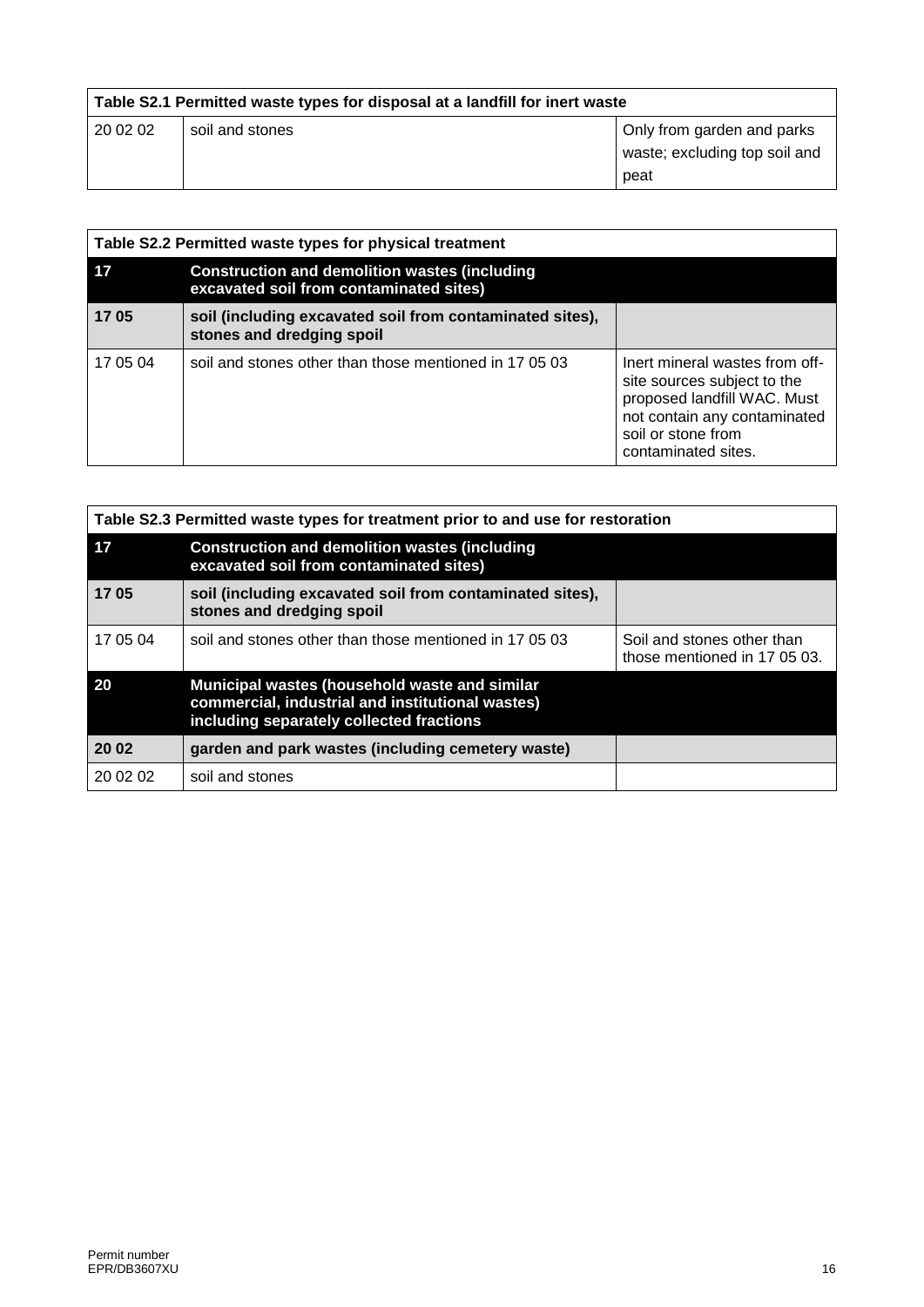| Table S2.1 Permitted waste types for disposal at a landfill for inert waste | | |
|---|---|---|
| 20 02 02 | soil and stones | Only from garden and parks waste; excluding top soil and peat |

| Table S2.2 Permitted waste types for physical treatment | | |
|---|---|---|
| **17** | **Construction and demolition wastes (including excavated soil from contaminated sites)** | |
| **17 05** | **soil (including excavated soil from contaminated sites), stones and dredging spoil** | |
| 17 05 04 | soil and stones other than those mentioned in 17 05 03 | Inert mineral wastes from off-site sources subject to the proposed landfill WAC. Must not contain any contaminated soil or stone from contaminated sites. |

| Table S2.3 Permitted waste types for treatment prior to and use for restoration | | |
|---|---|---|
| **17** | **Construction and demolition wastes (including excavated soil from contaminated sites)** | |
| **17 05** | **soil (including excavated soil from contaminated sites), stones and dredging spoil** | |
| 17 05 04 | soil and stones other than those mentioned in 17 05 03 | Soil and stones other than those mentioned in 17 05 03. |
| **20** | **Municipal wastes (household waste and similar commercial, industrial and institutional wastes) including separately collected fractions** | |
| **20 02** | **garden and park wastes (including cemetery waste)** | |
| 20 02 02 | soil and stones | |

Permit number
EPR/DB3607XU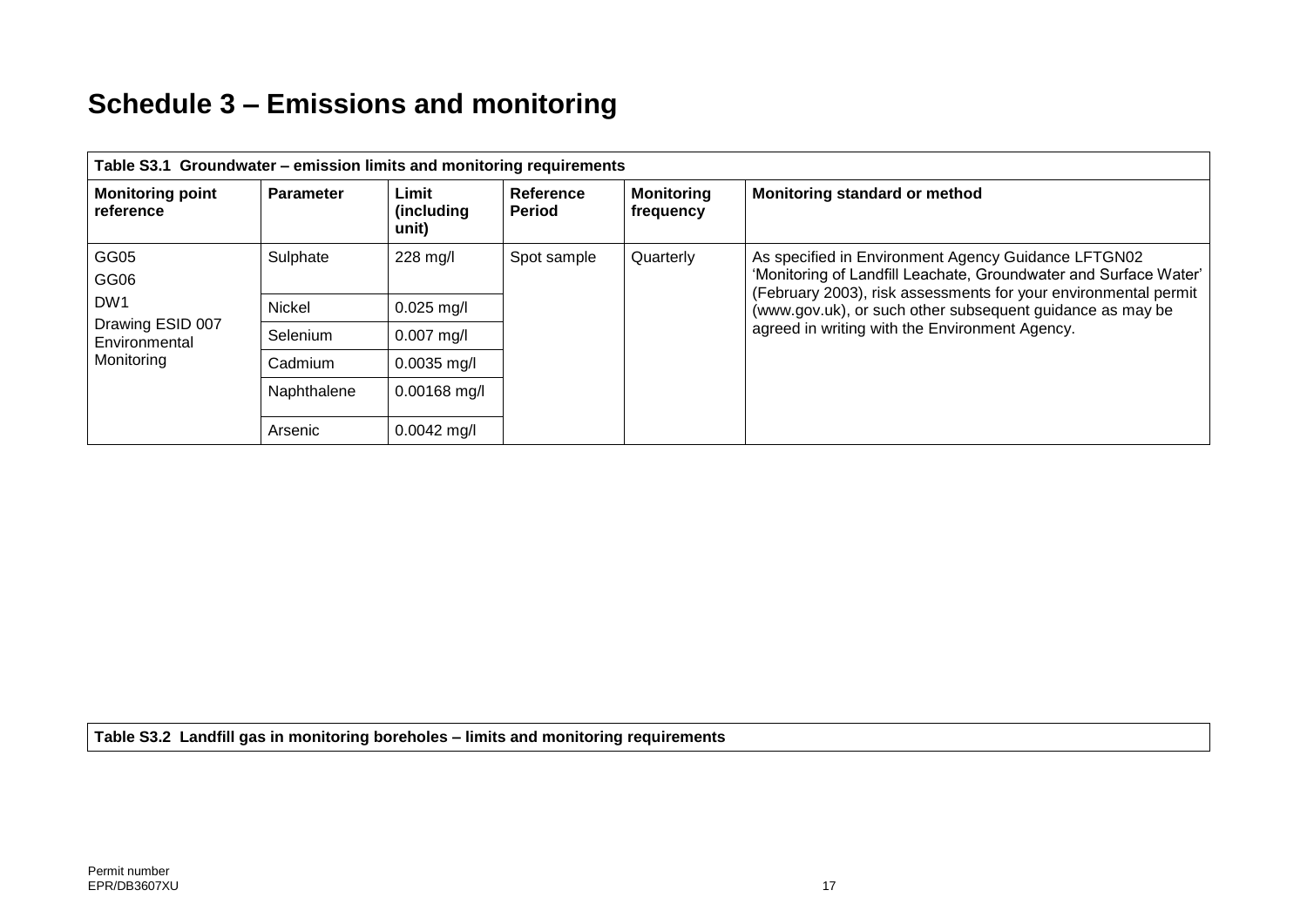# Schedule 3 – Emissions and monitoring

| Table S3.1 Groundwater – emission limits and monitoring requirements | | | | | |
|---|---|---|---|---|---|
| **Monitoring point reference** | **Parameter** | **Limit (including unit)** | **Reference Period** | **Monitoring frequency** | **Monitoring standard or method** |
| GG05<br>GG06<br>DW1<br>Drawing ESID 007 Environmental Monitoring | Sulphate | 228 mg/l | Spot sample | Quarterly | As specified in Environment Agency Guidance LFTGN02 'Monitoring of Landfill Leachate, Groundwater and Surface Water' (February 2003), risk assessments for your environmental permit (www.gov.uk), or such other subsequent guidance as may be agreed in writing with the Environment Agency. |
| | Nickel | 0.025 mg/l | | | |
| | Selenium | 0.007 mg/l | | | |
| | Cadmium | 0.0035 mg/l | | | |
| | Naphthalene | 0.00168 mg/l | | | |
| | Arsenic | 0.0042 mg/l | | | |

| Table S3.2 Landfill gas in monitoring boreholes – limits and monitoring requirements |
|---|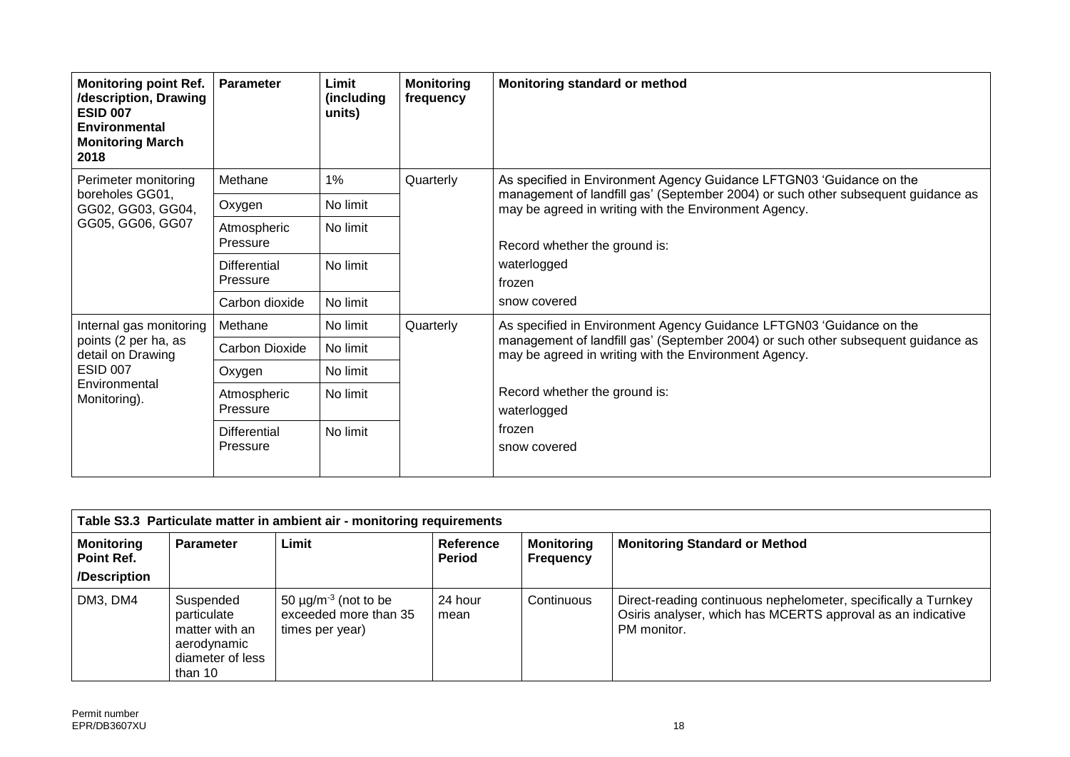| Monitoring point Ref. /description, Drawing ESID 007 Environmental Monitoring March 2018 | Parameter | Limit (including units) | Monitoring frequency | Monitoring standard or method |
|---|---|---|---|---|
| Perimeter monitoring boreholes GG01, GG02, GG03, GG04, GG05, GG06, GG07 | Methane | 1% | Quarterly | As specified in Environment Agency Guidance LFTGN03 'Guidance on the management of landfill gas' (September 2004) or such other subsequent guidance as may be agreed in writing with the Environment Agency. Record whether the ground is: waterlogged frozen snow covered |
| | Oxygen | No limit | | |
| | Atmospheric Pressure | No limit | | |
| | Differential Pressure | No limit | | |
| | Carbon dioxide | No limit | | |
| Internal gas monitoring points (2 per ha, as detail on Drawing ESID 007 Environmental Monitoring). | Methane | No limit | Quarterly | As specified in Environment Agency Guidance LFTGN03 'Guidance on the management of landfill gas' (September 2004) or such other subsequent guidance as may be agreed in writing with the Environment Agency. Record whether the ground is: waterlogged frozen snow covered |
| | Carbon Dioxide | No limit | | |
| | Oxygen | No limit | | |
| | Atmospheric Pressure | No limit | | |
| | Differential Pressure | No limit | | |

| Table S3.3 Particulate matter in ambient air - monitoring requirements | | | | | |
|---|---|---|---|---|---|
| **Monitoring Point Ref. /Description** | **Parameter** | **Limit** | **Reference Period** | **Monitoring Frequency** | **Monitoring Standard or Method** |
| DM3, DM4 | Suspended particulate matter with an aerodynamic diameter of less than 10 | 50 $\mu g/m^{-3}$ (not to be exceeded more than 35 times per year) | 24 hour mean | Continuous | Direct-reading continuous nephelometer, specifically a Turnkey Osiris analyser, which has MCERTS approval as an indicative PM monitor. |

Permit number
EPR/DB3607XU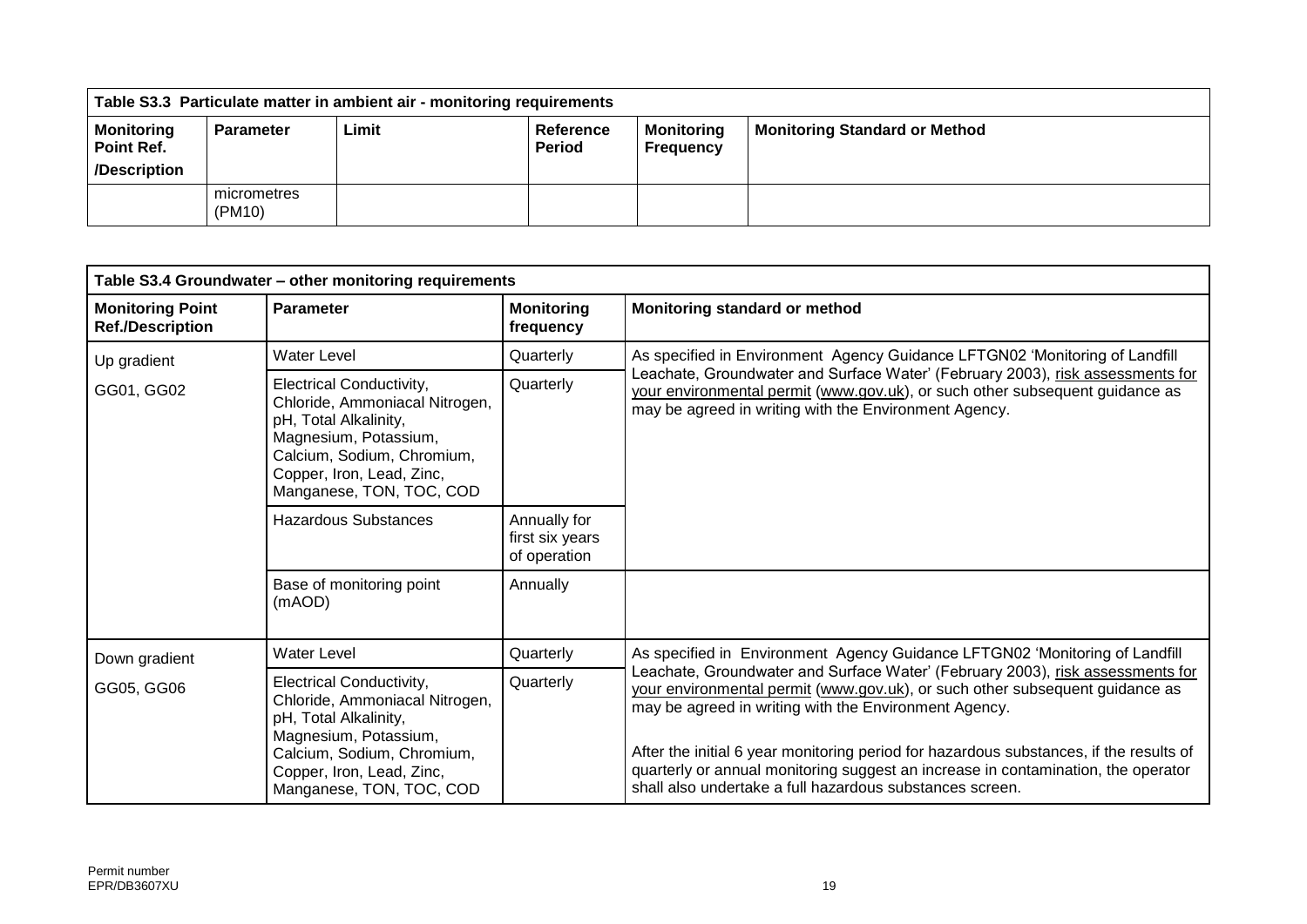| Table S3.3 Particulate matter in ambient air - monitoring requirements | | | | | |
|---|---|---|---|---|---|
| **Monitoring Point Ref. /Description** | **Parameter** | **Limit** | **Reference Period** | **Monitoring Frequency** | **Monitoring Standard or Method** |
| | micrometres (PM10) | | | | |

| Table S3.4 Groundwater – other monitoring requirements | | | |
|---|---|---|---|
| **Monitoring Point Ref./Description** | **Parameter** | **Monitoring frequency** | **Monitoring standard or method** |
| Up gradient GG01, GG02 | Water Level | Quarterly | As specified in Environment Agency Guidance LFTGN02 'Monitoring of Landfill Leachate, Groundwater and Surface Water' (February 2003), risk assessments for your environmental permit (www.gov.uk), or such other subsequent guidance as may be agreed in writing with the Environment Agency. |
| | Electrical Conductivity, Chloride, Ammoniacal Nitrogen, pH, Total Alkalinity, Magnesium, Potassium, Calcium, Sodium, Chromium, Copper, Iron, Lead, Zinc, Manganese, TON, TOC, COD | Quarterly | |
| | Hazardous Substances | Annually for first six years of operation | |
| | Base of monitoring point (mAOD) | Annually | |
| Down gradient GG05, GG06 | Water Level | Quarterly | As specified in Environment Agency Guidance LFTGN02 'Monitoring of Landfill Leachate, Groundwater and Surface Water' (February 2003), risk assessments for your environmental permit (www.gov.uk), or such other subsequent guidance as may be agreed in writing with the Environment Agency.<br><br>After the initial 6 year monitoring period for hazardous substances, if the results of quarterly or annual monitoring suggest an increase in contamination, the operator shall also undertake a full hazardous substances screen. |
| | Electrical Conductivity, Chloride, Ammoniacal Nitrogen, pH, Total Alkalinity, Magnesium, Potassium, Calcium, Sodium, Chromium, Copper, Iron, Lead, Zinc, Manganese, TON, TOC, COD | Quarterly | |

Permit number
EPR/DB3607XU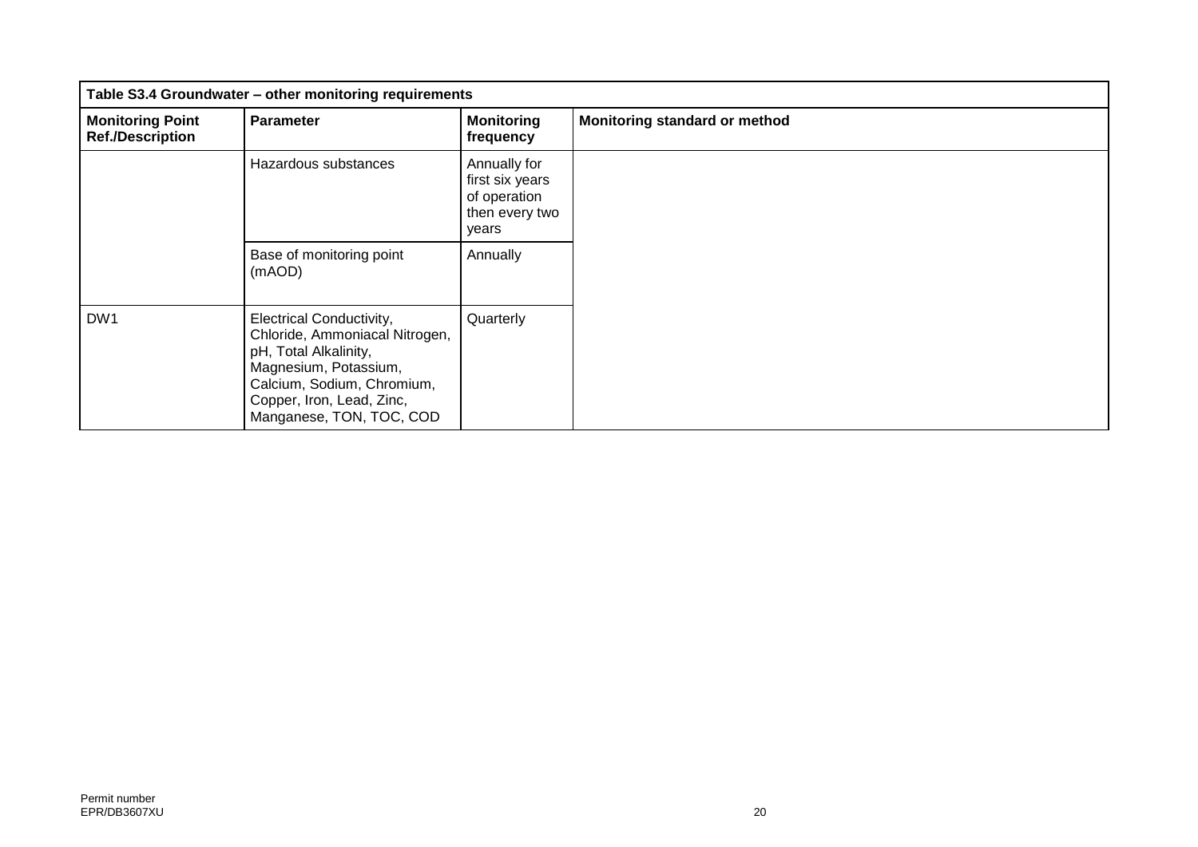| Table S3.4 Groundwater – other monitoring requirements | | | |
|---|---|---|---|
| **Monitoring Point Ref./Description** | **Parameter** | **Monitoring frequency** | **Monitoring standard or method** |
| | Hazardous substances | Annually for first six years of operation then every two years | |
| | Base of monitoring point (mAOD) | Annually | |
| DW1 | Electrical Conductivity, Chloride, Ammoniacal Nitrogen, pH, Total Alkalinity, Magnesium, Potassium, Calcium, Sodium, Chromium, Copper, Iron, Lead, Zinc, Manganese, TON, TOC, COD | Quarterly | |

Permit number
EPR/DB3607XU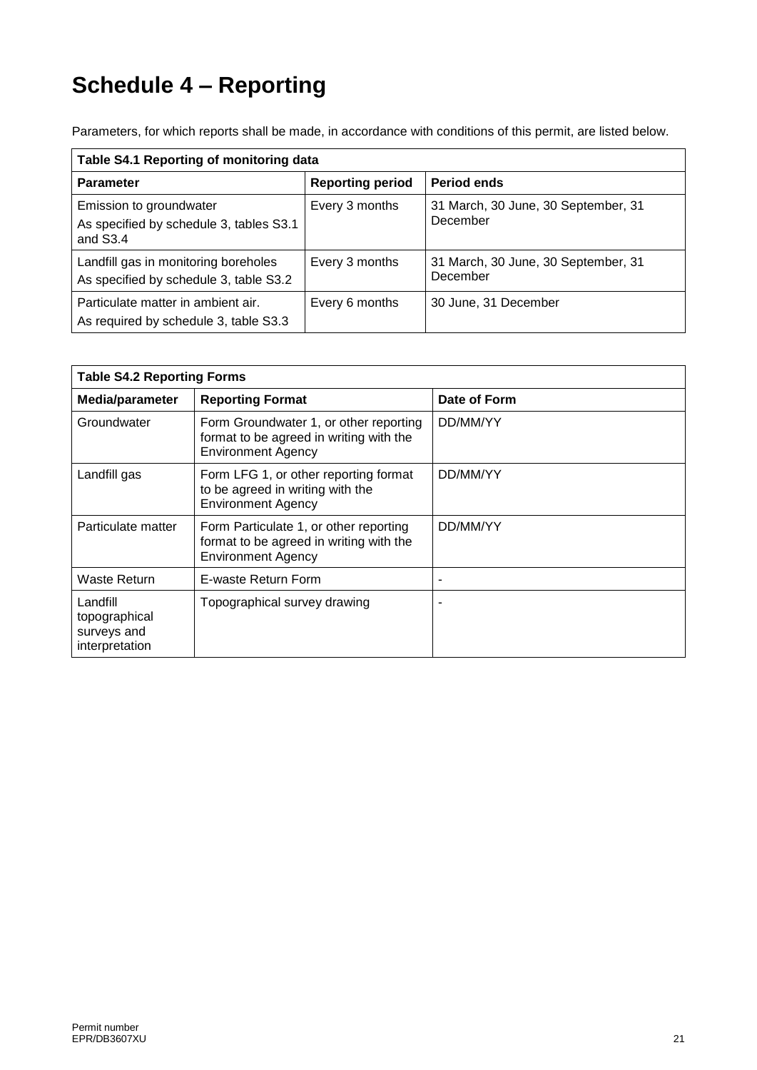# Schedule 4 – Reporting

Parameters, for which reports shall be made, in accordance with conditions of this permit, are listed below.

| Table S4.1 Reporting of monitoring data | | |
|---|---|---|
| **Parameter** | **Reporting period** | **Period ends** |
| Emission to groundwater<br>As specified by schedule 3, tables S3.1 and S3.4 | Every 3 months | 31 March, 30 June, 30 September, 31 December |
| Landfill gas in monitoring boreholes<br>As specified by schedule 3, table S3.2 | Every 3 months | 31 March, 30 June, 30 September, 31 December |
| Particulate matter in ambient air.<br>As required by schedule 3, table S3.3 | Every 6 months | 30 June, 31 December |

| Table S4.2 Reporting Forms | | |
|---|---|---|
| **Media/parameter** | **Reporting Format** | **Date of Form** |
| Groundwater | Form Groundwater 1, or other reporting format to be agreed in writing with the Environment Agency | DD/MM/YY |
| Landfill gas | Form LFG 1, or other reporting format to be agreed in writing with the Environment Agency | DD/MM/YY |
| Particulate matter | Form Particulate 1, or other reporting format to be agreed in writing with the Environment Agency | DD/MM/YY |
| Waste Return | E-waste Return Form | - |
| Landfill topographical surveys and interpretation | Topographical survey drawing | - |

Permit number
EPR/DB3607XU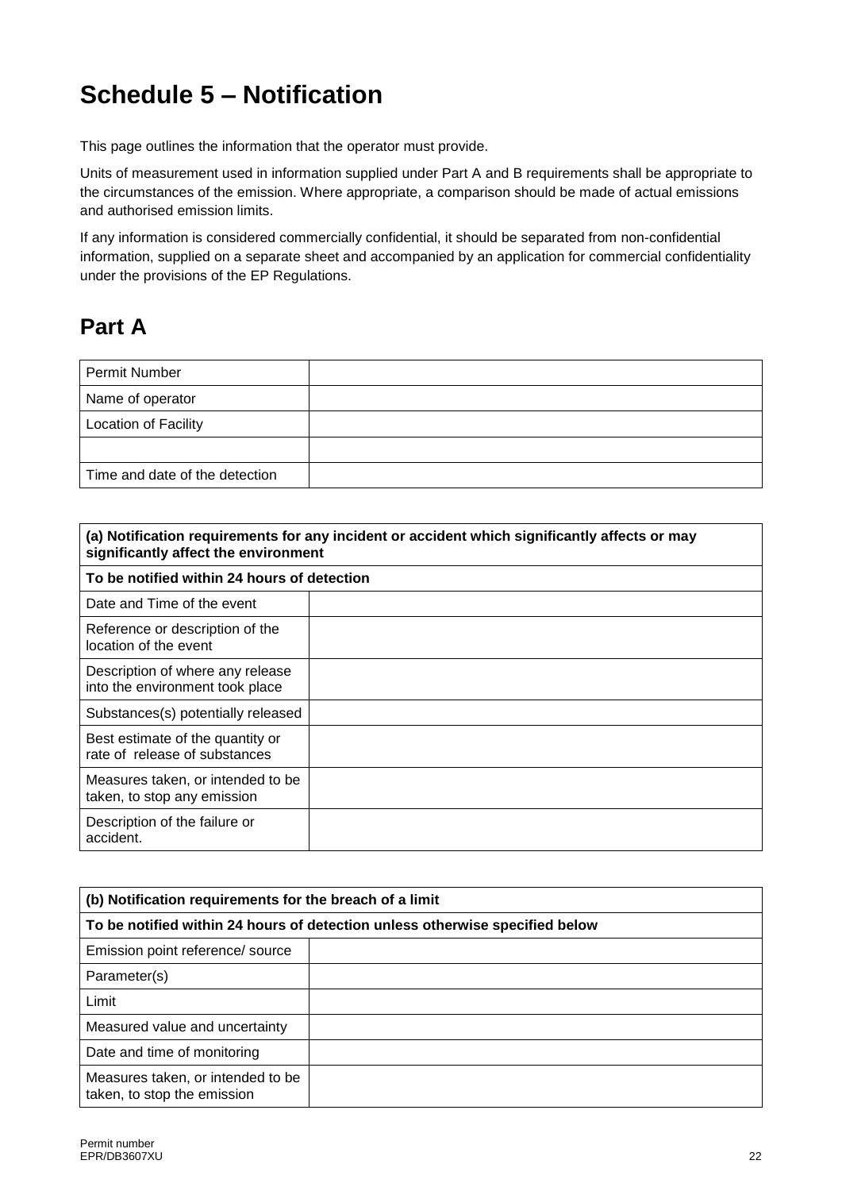# Schedule 5 – Notification

This page outlines the information that the operator must provide.

Units of measurement used in information supplied under Part A and B requirements shall be appropriate to the circumstances of the emission. Where appropriate, a comparison should be made of actual emissions and authorised emission limits.

If any information is considered commercially confidential, it should be separated from non-confidential information, supplied on a separate sheet and accompanied by an application for commercial confidentiality under the provisions of the EP Regulations.

## Part A

| Permit Number | |
|---|---|
| Name of operator | |
| Location of Facility | |
| | |
| Time and date of the detection | |

| **(a) Notification requirements for any incident or accident which significantly affects or may significantly affect the environment** | |
|---|---|
| **To be notified within 24 hours of detection** | |
| Date and Time of the event | |
| Reference or description of the location of the event | |
| Description of where any release into the environment took place | |
| Substances(s) potentially released | |
| Best estimate of the quantity or rate of release of substances | |
| Measures taken, or intended to be taken, to stop any emission | |
| Description of the failure or accident. | |

| **(b) Notification requirements for the breach of a limit** | |
|---|---|
| **To be notified within 24 hours of detection unless otherwise specified below** | |
| Emission point reference/ source | |
| Parameter(s) | |
| Limit | |
| Measured value and uncertainty | |
| Date and time of monitoring | |
| Measures taken, or intended to be taken, to stop the emission | |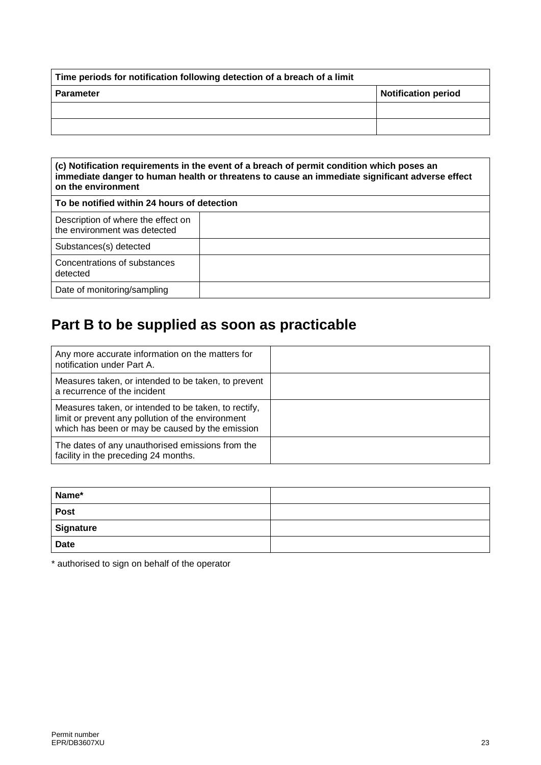| Time periods for notification following detection of a breach of a limit | |
|---|---|
| **Parameter** | **Notification period** |
| | |
| | |

| (c) Notification requirements in the event of a breach of permit condition which poses an immediate danger to human health or threatens to cause an immediate significant adverse effect on the environment | |
|---|---|
| **To be notified within 24 hours of detection** | |
| Description of where the effect on the environment was detected | |
| Substances(s) detected | |
| Concentrations of substances detected | |
| Date of monitoring/sampling | |

## Part B to be supplied as soon as practicable

| | |
|---|---|
| Any more accurate information on the matters for notification under Part A. | |
| Measures taken, or intended to be taken, to prevent a recurrence of the incident | |
| Measures taken, or intended to be taken, to rectify, limit or prevent any pollution of the environment which has been or may be caused by the emission | |
| The dates of any unauthorised emissions from the facility in the preceding 24 months. | |

| | |
|---|---|
| **Name*** | |
| **Post** | |
| **Signature** | |
| **Date** | |

* authorised to sign on behalf of the operator

Permit number
EPR/DB3607XU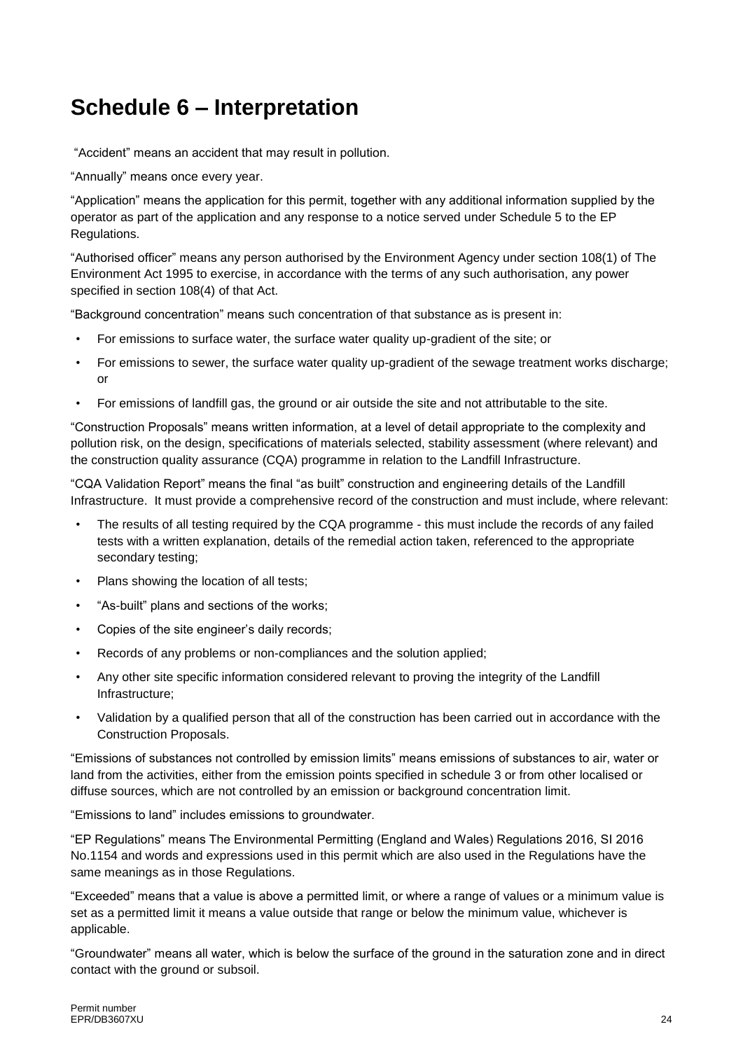# Schedule 6 – Interpretation

"Accident" means an accident that may result in pollution.

"Annually" means once every year.

"Application" means the application for this permit, together with any additional information supplied by the operator as part of the application and any response to a notice served under Schedule 5 to the EP Regulations.

"Authorised officer" means any person authorised by the Environment Agency under section 108(1) of The Environment Act 1995 to exercise, in accordance with the terms of any such authorisation, any power specified in section 108(4) of that Act.

"Background concentration" means such concentration of that substance as is present in:

- For emissions to surface water, the surface water quality up-gradient of the site; or
- For emissions to sewer, the surface water quality up-gradient of the sewage treatment works discharge; or
- For emissions of landfill gas, the ground or air outside the site and not attributable to the site.

"Construction Proposals" means written information, at a level of detail appropriate to the complexity and pollution risk, on the design, specifications of materials selected, stability assessment (where relevant) and the construction quality assurance (CQA) programme in relation to the Landfill Infrastructure.

"CQA Validation Report" means the final "as built" construction and engineering details of the Landfill Infrastructure. It must provide a comprehensive record of the construction and must include, where relevant:

- The results of all testing required by the CQA programme - this must include the records of any failed tests with a written explanation, details of the remedial action taken, referenced to the appropriate secondary testing;
- Plans showing the location of all tests;
- "As-built" plans and sections of the works;
- Copies of the site engineer's daily records;
- Records of any problems or non-compliances and the solution applied;
- Any other site specific information considered relevant to proving the integrity of the Landfill Infrastructure;
- Validation by a qualified person that all of the construction has been carried out in accordance with the Construction Proposals.

"Emissions of substances not controlled by emission limits" means emissions of substances to air, water or land from the activities, either from the emission points specified in schedule 3 or from other localised or diffuse sources, which are not controlled by an emission or background concentration limit.

"Emissions to land" includes emissions to groundwater.

"EP Regulations" means The Environmental Permitting (England and Wales) Regulations 2016, SI 2016 No.1154 and words and expressions used in this permit which are also used in the Regulations have the same meanings as in those Regulations.

"Exceeded" means that a value is above a permitted limit, or where a range of values or a minimum value is set as a permitted limit it means a value outside that range or below the minimum value, whichever is applicable.

"Groundwater" means all water, which is below the surface of the ground in the saturation zone and in direct contact with the ground or subsoil.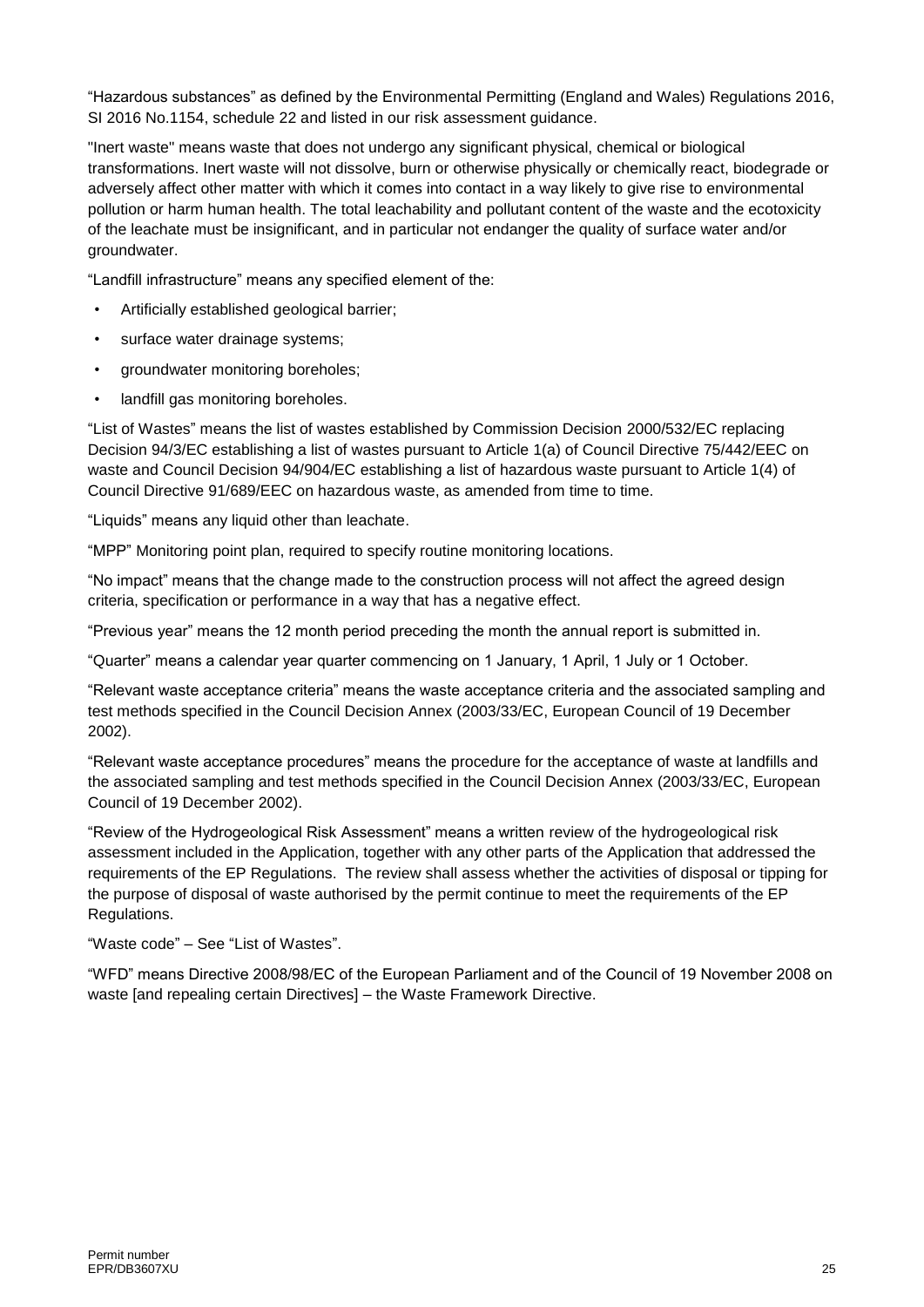"Hazardous substances" as defined by the Environmental Permitting (England and Wales) Regulations 2016, SI 2016 No.1154, schedule 22 and listed in our risk assessment guidance.

"Inert waste" means waste that does not undergo any significant physical, chemical or biological transformations. Inert waste will not dissolve, burn or otherwise physically or chemically react, biodegrade or adversely affect other matter with which it comes into contact in a way likely to give rise to environmental pollution or harm human health. The total leachability and pollutant content of the waste and the ecotoxicity of the leachate must be insignificant, and in particular not endanger the quality of surface water and/or groundwater.

"Landfill infrastructure" means any specified element of the:

- Artificially established geological barrier;
- surface water drainage systems;
- groundwater monitoring boreholes;
- landfill gas monitoring boreholes.

"List of Wastes" means the list of wastes established by Commission Decision 2000/532/EC replacing Decision 94/3/EC establishing a list of wastes pursuant to Article 1(a) of Council Directive 75/442/EEC on waste and Council Decision 94/904/EC establishing a list of hazardous waste pursuant to Article 1(4) of Council Directive 91/689/EEC on hazardous waste, as amended from time to time.

"Liquids" means any liquid other than leachate.

"MPP" Monitoring point plan, required to specify routine monitoring locations.

"No impact" means that the change made to the construction process will not affect the agreed design criteria, specification or performance in a way that has a negative effect.

"Previous year" means the 12 month period preceding the month the annual report is submitted in.

"Quarter" means a calendar year quarter commencing on 1 January, 1 April, 1 July or 1 October.

"Relevant waste acceptance criteria" means the waste acceptance criteria and the associated sampling and test methods specified in the Council Decision Annex (2003/33/EC, European Council of 19 December 2002).

"Relevant waste acceptance procedures" means the procedure for the acceptance of waste at landfills and the associated sampling and test methods specified in the Council Decision Annex (2003/33/EC, European Council of 19 December 2002).

"Review of the Hydrogeological Risk Assessment" means a written review of the hydrogeological risk assessment included in the Application, together with any other parts of the Application that addressed the requirements of the EP Regulations. The review shall assess whether the activities of disposal or tipping for the purpose of disposal of waste authorised by the permit continue to meet the requirements of the EP Regulations.

"Waste code" – See "List of Wastes".

"WFD" means Directive 2008/98/EC of the European Parliament and of the Council of 19 November 2008 on waste [and repealing certain Directives] – the Waste Framework Directive.

Permit number
EPR/DB3607XU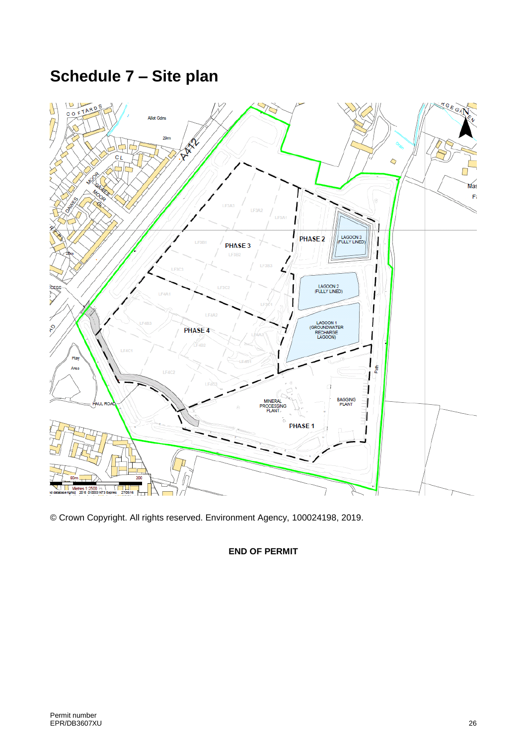# Schedule 7 – Site plan

© Crown Copyright. All rights reserved. Environment Agency, 100024198, 2019.

**END OF PERMIT**

Permit number
EPR/DB3607XU